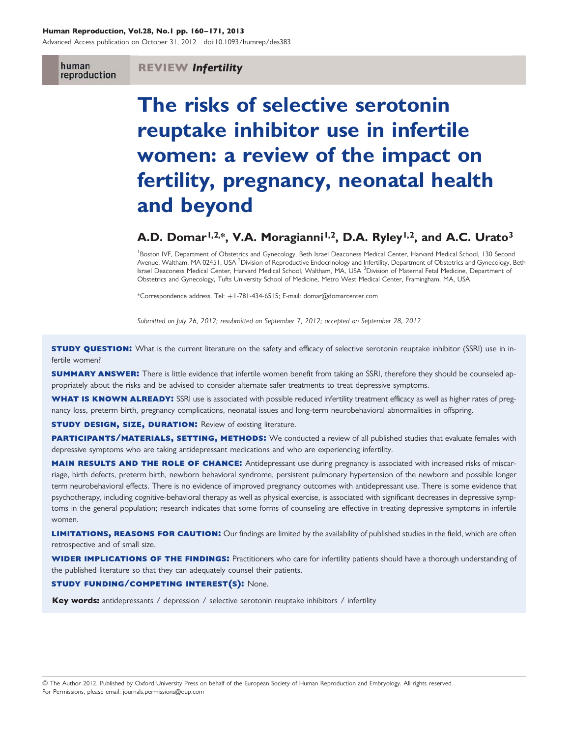Human Reproduction, Vol.28, No.1 pp. 160–171, 2013

Advanced Access publication on October 31, 2012 doi:10.1093/humrep/des383

human reproduction

**REVIEW *Infertility***

# The risks of selective serotonin reuptake inhibitor use in infertile women: a review of the impact on fertility, pregnancy, neonatal health and beyond

## A.D. Domar[1,2,*], V.A. Moragianni[1,2], D.A. Ryley[1,2], and A.C. Urato[3]

[1]Boston IVF, Department of Obstetrics and Gynecology, Beth Israel Deaconess Medical Center, Harvard Medical School, 130 Second Avenue, Waltham, MA 02451, USA [2]Division of Reproductive Endocrinology and Infertility, Department of Obstetrics and Gynecology, Beth Israel Deaconess Medical Center, Harvard Medical School, Waltham, MA, USA [3]Division of Maternal Fetal Medicine, Department of Obstetrics and Gynecology, Tufts University School of Medicine, Metro West Medical Center, Framingham, MA, USA

*Correspondence address. Tel: +1-781-434-6515; E-mail: domar@domarcenter.com

*Submitted on July 26, 2012; resubmitted on September 7, 2012; accepted on September 28, 2012*

**STUDY QUESTION:** What is the current literature on the safety and efficacy of selective serotonin reuptake inhibitor (SSRI) use in infertile women?

**SUMMARY ANSWER:** There is little evidence that infertile women benefit from taking an SSRI, therefore they should be counseled appropriately about the risks and be advised to consider alternate safer treatments to treat depressive symptoms.

**WHAT IS KNOWN ALREADY:** SSRI use is associated with possible reduced infertility treatment efficacy as well as higher rates of pregnancy loss, preterm birth, pregnancy complications, neonatal issues and long-term neurobehavioral abnormalities in offspring.

**STUDY DESIGN, SIZE, DURATION:** Review of existing literature.

**PARTICIPANTS/MATERIALS, SETTING, METHODS:** We conducted a review of all published studies that evaluate females with depressive symptoms who are taking antidepressant medications and who are experiencing infertility.

**MAIN RESULTS AND THE ROLE OF CHANCE:** Antidepressant use during pregnancy is associated with increased risks of miscarriage, birth defects, preterm birth, newborn behavioral syndrome, persistent pulmonary hypertension of the newborn and possible longer term neurobehavioral effects. There is no evidence of improved pregnancy outcomes with antidepressant use. There is some evidence that psychotherapy, including cognitive-behavioral therapy as well as physical exercise, is associated with significant decreases in depressive symptoms in the general population; research indicates that some forms of counseling are effective in treating depressive symptoms in infertile women.

**LIMITATIONS, REASONS FOR CAUTION:** Our findings are limited by the availability of published studies in the field, which are often retrospective and of small size.

**WIDER IMPLICATIONS OF THE FINDINGS:** Practitioners who care for infertility patients should have a thorough understanding of the published literature so that they can adequately counsel their patients.

**STUDY FUNDING/COMPETING INTEREST(S):** None.

**Key words:** antidepressants / depression / selective serotonin reuptake inhibitors / infertility

© The Author 2012. Published by Oxford University Press on behalf of the European Society of Human Reproduction and Embryology. All rights reserved. For Permissions, please email: journals.permissions@oup.com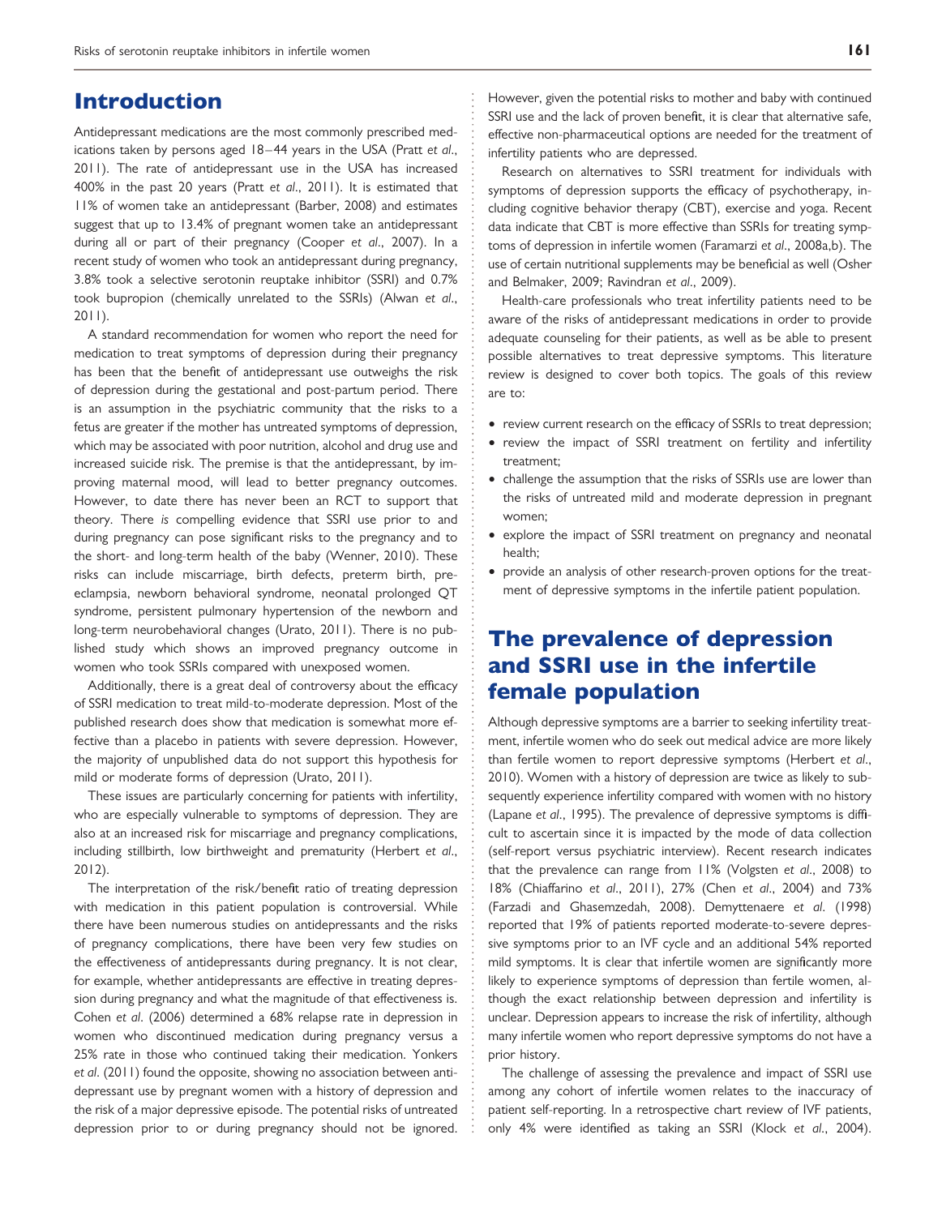## Introduction

Antidepressant medications are the most commonly prescribed medications taken by persons aged 18–44 years in the USA (Pratt *et al.*, 2011). The rate of antidepressant use in the USA has increased 400% in the past 20 years (Pratt *et al.*, 2011). It is estimated that 11% of women take an antidepressant (Barber, 2008) and estimates suggest that up to 13.4% of pregnant women take an antidepressant during all or part of their pregnancy (Cooper *et al.*, 2007). In a recent study of women who took an antidepressant during pregnancy, 3.8% took a selective serotonin reuptake inhibitor (SSRI) and 0.7% took bupropion (chemically unrelated to the SSRIs) (Alwan *et al.*, 2011).

A standard recommendation for women who report the need for medication to treat symptoms of depression during their pregnancy has been that the benefit of antidepressant use outweighs the risk of depression during the gestational and post-partum period. There is an assumption in the psychiatric community that the risks to a fetus are greater if the mother has untreated symptoms of depression, which may be associated with poor nutrition, alcohol and drug use and increased suicide risk. The premise is that the antidepressant, by improving maternal mood, will lead to better pregnancy outcomes. However, to date there has never been an RCT to support that theory. There *is* compelling evidence that SSRI use prior to and during pregnancy can pose significant risks to the pregnancy and to the short- and long-term health of the baby (Wenner, 2010). These risks can include miscarriage, birth defects, preterm birth, pre-eclampsia, newborn behavioral syndrome, neonatal prolonged QT syndrome, persistent pulmonary hypertension of the newborn and long-term neurobehavioral changes (Urato, 2011). There is no published study which shows an improved pregnancy outcome in women who took SSRIs compared with unexposed women.

Additionally, there is a great deal of controversy about the efficacy of SSRI medication to treat mild-to-moderate depression. Most of the published research does show that medication is somewhat more effective than a placebo in patients with severe depression. However, the majority of unpublished data do not support this hypothesis for mild or moderate forms of depression (Urato, 2011).

These issues are particularly concerning for patients with infertility, who are especially vulnerable to symptoms of depression. They are also at an increased risk for miscarriage and pregnancy complications, including stillbirth, low birthweight and prematurity (Herbert *et al.*, 2012).

The interpretation of the risk/benefit ratio of treating depression with medication in this patient population is controversial. While there have been numerous studies on antidepressants and the risks of pregnancy complications, there have been very few studies on the effectiveness of antidepressants during pregnancy. It is not clear, for example, whether antidepressants are effective in treating depression during pregnancy and what the magnitude of that effectiveness is. Cohen *et al*. (2006) determined a 68% relapse rate in depression in women who discontinued medication during pregnancy versus a 25% rate in those who continued taking their medication. Yonkers *et al*. (2011) found the opposite, showing no association between antidepressant use by pregnant women with a history of depression and the risk of a major depressive episode. The potential risks of untreated depression prior to or during pregnancy should not be ignored. However, given the potential risks to mother and baby with continued SSRI use and the lack of proven benefit, it is clear that alternative safe, effective non-pharmaceutical options are needed for the treatment of infertility patients who are depressed.

Research on alternatives to SSRI treatment for individuals with symptoms of depression supports the efficacy of psychotherapy, including cognitive behavior therapy (CBT), exercise and yoga. Recent data indicate that CBT is more effective than SSRIs for treating symptoms of depression in infertile women (Faramarzi *et al*., 2008a,b). The use of certain nutritional supplements may be beneficial as well (Osher and Belmaker, 2009; Ravindran *et al*., 2009).

Health-care professionals who treat infertility patients need to be aware of the risks of antidepressant medications in order to provide adequate counseling for their patients, as well as be able to present possible alternatives to treat depressive symptoms. This literature review is designed to cover both topics. The goals of this review are to:

- review current research on the efficacy of SSRIs to treat depression;
- review the impact of SSRI treatment on fertility and infertility treatment;
- challenge the assumption that the risks of SSRIs use are lower than the risks of untreated mild and moderate depression in pregnant women;
- explore the impact of SSRI treatment on pregnancy and neonatal health;
- provide an analysis of other research-proven options for the treatment of depressive symptoms in the infertile patient population.

## The prevalence of depression and SSRI use in the infertile female population

Although depressive symptoms are a barrier to seeking infertility treatment, infertile women who do seek out medical advice are more likely than fertile women to report depressive symptoms (Herbert *et al*., 2010). Women with a history of depression are twice as likely to subsequently experience infertility compared with women with no history (Lapane *et al*., 1995). The prevalence of depressive symptoms is difficult to ascertain since it is impacted by the mode of data collection (self-report versus psychiatric interview). Recent research indicates that the prevalence can range from 11% (Volgsten *et al*., 2008) to 18% (Chiaffarino *et al*., 2011), 27% (Chen *et al*., 2004) and 73% (Farzadi and Ghasemzedah, 2008). Demyttenaere *et al*. (1998) reported that 19% of patients reported moderate-to-severe depressive symptoms prior to an IVF cycle and an additional 54% reported mild symptoms. It is clear that infertile women are significantly more likely to experience symptoms of depression than fertile women, although the exact relationship between depression and infertility is unclear. Depression appears to increase the risk of infertility, although many infertile women who report depressive symptoms do not have a prior history.

The challenge of assessing the prevalence and impact of SSRI use among any cohort of infertile women relates to the inaccuracy of patient self-reporting. In a retrospective chart review of IVF patients, only 4% were identified as taking an SSRI (Klock *et al*., 2004).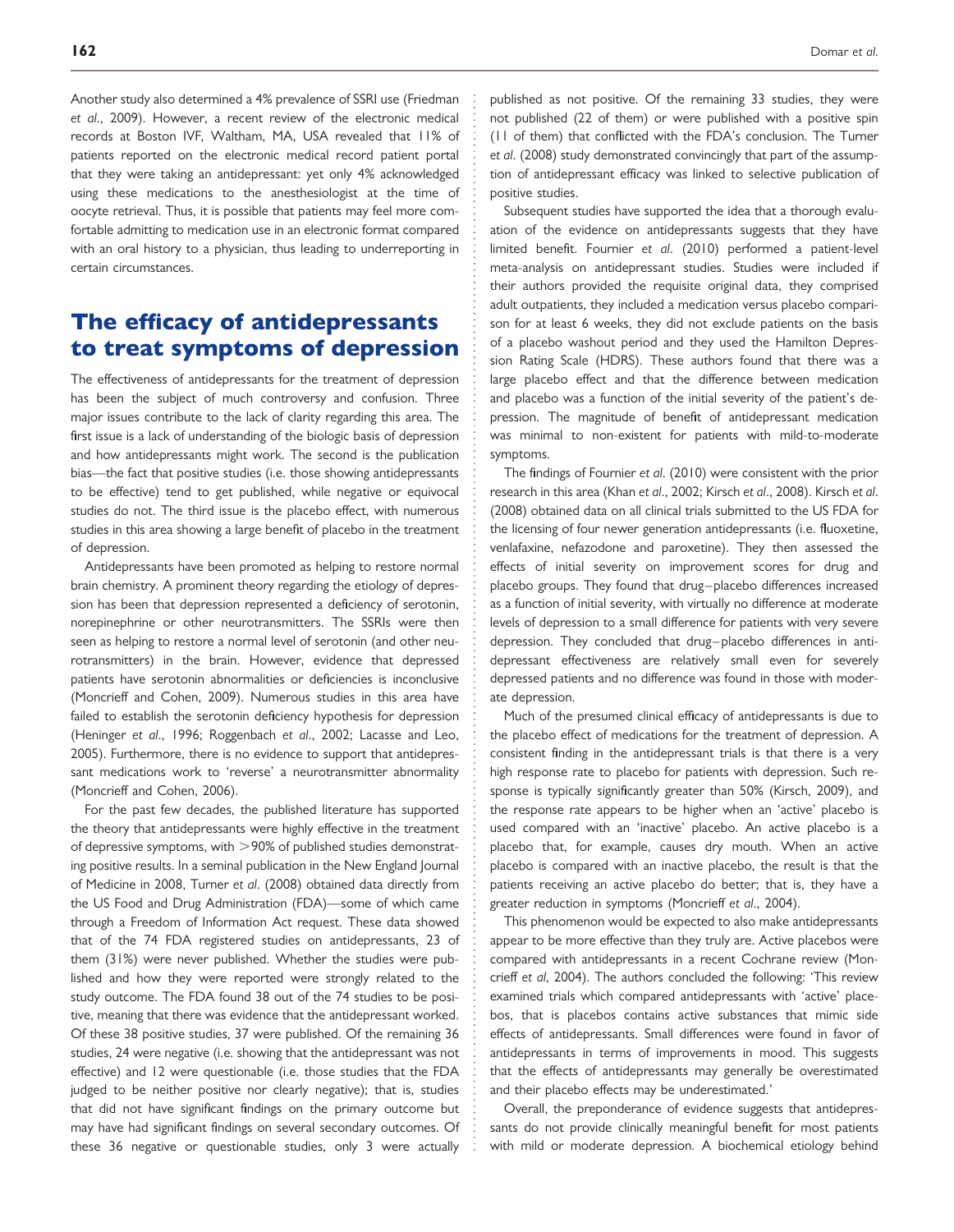Another study also determined a 4% prevalence of SSRI use (Friedman *et al*., 2009). However, a recent review of the electronic medical records at Boston IVF, Waltham, MA, USA revealed that 11% of patients reported on the electronic medical record patient portal that they were taking an antidepressant: yet only 4% acknowledged using these medications to the anesthesiologist at the time of oocyte retrieval. Thus, it is possible that patients may feel more comfortable admitting to medication use in an electronic format compared with an oral history to a physician, thus leading to underreporting in certain circumstances.

## The efficacy of antidepressants to treat symptoms of depression

The effectiveness of antidepressants for the treatment of depression has been the subject of much controversy and confusion. Three major issues contribute to the lack of clarity regarding this area. The first issue is a lack of understanding of the biologic basis of depression and how antidepressants might work. The second is the publication bias—the fact that positive studies (i.e. those showing antidepressants to be effective) tend to get published, while negative or equivocal studies do not. The third issue is the placebo effect, with numerous studies in this area showing a large benefit of placebo in the treatment of depression.

Antidepressants have been promoted as helping to restore normal brain chemistry. A prominent theory regarding the etiology of depression has been that depression represented a deficiency of serotonin, norepinephrine or other neurotransmitters. The SSRIs were then seen as helping to restore a normal level of serotonin (and other neurotransmitters) in the brain. However, evidence that depressed patients have serotonin abnormalities or deficiencies is inconclusive (Moncrieff and Cohen, 2009). Numerous studies in this area have failed to establish the serotonin deficiency hypothesis for depression (Heninger *et al*., 1996; Roggenbach *et al*., 2002; Lacasse and Leo, 2005). Furthermore, there is no evidence to support that antidepressant medications work to 'reverse' a neurotransmitter abnormality (Moncrieff and Cohen, 2006).

For the past few decades, the published literature has supported the theory that antidepressants were highly effective in the treatment of depressive symptoms, with >90% of published studies demonstrating positive results. In a seminal publication in the New England Journal of Medicine in 2008, Turner *et al*. (2008) obtained data directly from the US Food and Drug Administration (FDA)—some of which came through a Freedom of Information Act request. These data showed that of the 74 FDA registered studies on antidepressants, 23 of them (31%) were never published. Whether the studies were published and how they were reported were strongly related to the study outcome. The FDA found 38 out of the 74 studies to be positive, meaning that there was evidence that the antidepressant worked. Of these 38 positive studies, 37 were published. Of the remaining 36 studies, 24 were negative (i.e. showing that the antidepressant was not effective) and 12 were questionable (i.e. those studies that the FDA judged to be neither positive nor clearly negative); that is, studies that did not have significant findings on the primary outcome but may have had significant findings on several secondary outcomes. Of these 36 negative or questionable studies, only 3 were actually published as not positive. Of the remaining 33 studies, they were not published (22 of them) or were published with a positive spin (11 of them) that conflicted with the FDA's conclusion. The Turner *et al*. (2008) study demonstrated convincingly that part of the assumption of antidepressant efficacy was linked to selective publication of positive studies.

Subsequent studies have supported the idea that a thorough evaluation of the evidence on antidepressants suggests that they have limited benefit. Fournier *et al*. (2010) performed a patient-level meta-analysis on antidepressant studies. Studies were included if their authors provided the requisite original data, they comprised adult outpatients, they included a medication versus placebo comparison for at least 6 weeks, they did not exclude patients on the basis of a placebo washout period and they used the Hamilton Depression Rating Scale (HDRS). These authors found that there was a large placebo effect and that the difference between medication and placebo was a function of the initial severity of the patient's depression. The magnitude of benefit of antidepressant medication was minimal to non-existent for patients with mild-to-moderate symptoms.

The findings of Fournier *et al*. (2010) were consistent with the prior research in this area (Khan *et al*., 2002; Kirsch *et al*., 2008). Kirsch *et al*. (2008) obtained data on all clinical trials submitted to the US FDA for the licensing of four newer generation antidepressants (i.e. fluoxetine, venlafaxine, nefazodone and paroxetine). They then assessed the effects of initial severity on improvement scores for drug and placebo groups. They found that drug–placebo differences increased as a function of initial severity, with virtually no difference at moderate levels of depression to a small difference for patients with very severe depression. They concluded that drug–placebo differences in antidepressant effectiveness are relatively small even for severely depressed patients and no difference was found in those with moderate depression.

Much of the presumed clinical efficacy of antidepressants is due to the placebo effect of medications for the treatment of depression. A consistent finding in the antidepressant trials is that there is a very high response rate to placebo for patients with depression. Such response is typically significantly greater than 50% (Kirsch, 2009), and the response rate appears to be higher when an 'active' placebo is used compared with an 'inactive' placebo. An active placebo is a placebo that, for example, causes dry mouth. When an active placebo is compared with an inactive placebo, the result is that the patients receiving an active placebo do better; that is, they have a greater reduction in symptoms (Moncrieff *et al*., 2004).

This phenomenon would be expected to also make antidepressants appear to be more effective than they truly are. Active placebos were compared with antidepressants in a recent Cochrane review (Moncrieff *et al*, 2004). The authors concluded the following: 'This review examined trials which compared antidepressants with 'active' placebos, that is placebos contains active substances that mimic side effects of antidepressants. Small differences were found in favor of antidepressants in terms of improvements in mood. This suggests that the effects of antidepressants may generally be overestimated and their placebo effects may be underestimated.'

Overall, the preponderance of evidence suggests that antidepressants do not provide clinically meaningful benefit for most patients with mild or moderate depression. A biochemical etiology behind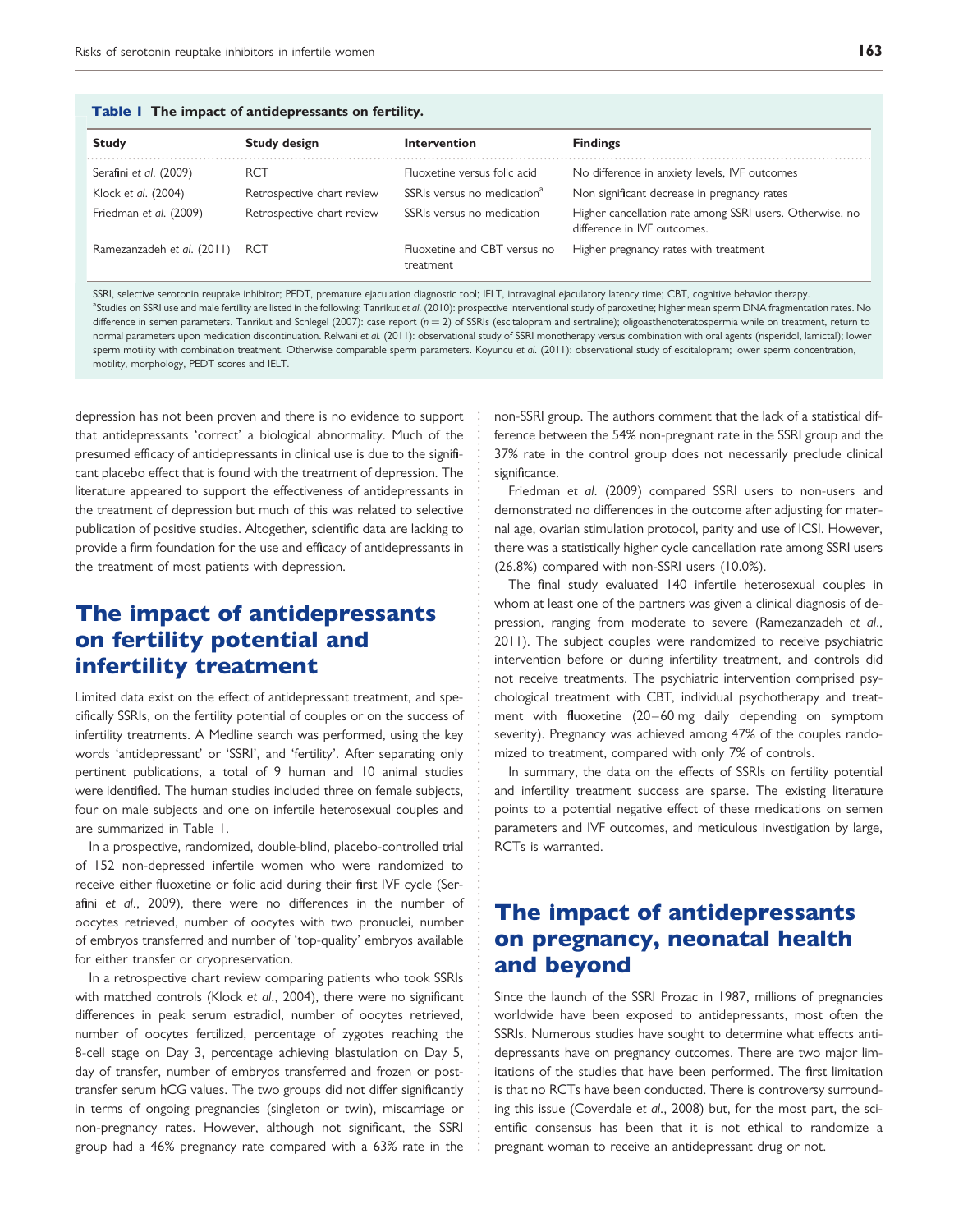**Table 1 The impact of antidepressants on fertility.**

| Study | Study design | Intervention | Findings |
|---|---|---|---|
| Serafini *et al.* (2009) | RCT | Fluoxetine versus folic acid | No difference in anxiety levels, IVF outcomes |
| Klock *et al.* (2004) | Retrospective chart review | SSRIs versus no medication[a] | Non significant decrease in pregnancy rates |
| Friedman *et al.* (2009) | Retrospective chart review | SSRIs versus no medication | Higher cancellation rate among SSRI users. Otherwise, no difference in IVF outcomes. |
| Ramezanzadeh *et al.* (2011) | RCT | Fluoxetine and CBT versus no treatment | Higher pregnancy rates with treatment |

SSRI, selective serotonin reuptake inhibitor; PEDT, premature ejaculation diagnostic tool; IELT, intravaginal ejaculatory latency time; CBT, cognitive behavior therapy.
[a]Studies on SSRI use and male fertility are listed in the following: Tanrikut *et al.* (2010): prospective interventional study of paroxetine; higher mean sperm DNA fragmentation rates. No difference in semen parameters. Tanrikut and Schlegel (2007): case report ($n = 2$) of SSRIs (escitalopram and sertraline); oligoasthenoteratospermia while on treatment, return to normal parameters upon medication discontinuation. Relwani *et al.* (2011): observational study of SSRI monotherapy versus combination with oral agents (risperidol, lamictal); lower sperm motility with combination treatment. Otherwise comparable sperm parameters. Koyuncu *et al.* (2011): observational study of escitalopram; lower sperm concentration, motility, morphology, PEDT scores and IELT.

depression has not been proven and there is no evidence to support that antidepressants 'correct' a biological abnormality. Much of the presumed efficacy of antidepressants in clinical use is due to the significant placebo effect that is found with the treatment of depression. The literature appeared to support the effectiveness of antidepressants in the treatment of depression but much of this was related to selective publication of positive studies. Altogether, scientific data are lacking to provide a firm foundation for the use and efficacy of antidepressants in the treatment of most patients with depression.

## The impact of antidepressants on fertility potential and infertility treatment

Limited data exist on the effect of antidepressant treatment, and specifically SSRIs, on the fertility potential of couples or on the success of infertility treatments. A Medline search was performed, using the key words 'antidepressant' or 'SSRI', and 'fertility'. After separating only pertinent publications, a total of 9 human and 10 animal studies were identified. The human studies included three on female subjects, four on male subjects and one on infertile heterosexual couples and are summarized in Table 1.

In a prospective, randomized, double-blind, placebo-controlled trial of 152 non-depressed infertile women who were randomized to receive either fluoxetine or folic acid during their first IVF cycle (Serafini *et al.*, 2009), there were no differences in the number of oocytes retrieved, number of oocytes with two pronuclei, number of embryos transferred and number of 'top-quality' embryos available for either transfer or cryopreservation.

In a retrospective chart review comparing patients who took SSRIs with matched controls (Klock *et al.*, 2004), there were no significant differences in peak serum estradiol, number of oocytes retrieved, number of oocytes fertilized, percentage of zygotes reaching the 8-cell stage on Day 3, percentage achieving blastulation on Day 5, day of transfer, number of embryos transferred and frozen or post-transfer serum hCG values. The two groups did not differ significantly in terms of ongoing pregnancies (singleton or twin), miscarriage or non-pregnancy rates. However, although not significant, the SSRI group had a 46% pregnancy rate compared with a 63% rate in the non-SSRI group. The authors comment that the lack of a statistical difference between the 54% non-pregnant rate in the SSRI group and the 37% rate in the control group does not necessarily preclude clinical significance.

Friedman *et al.* (2009) compared SSRI users to non-users and demonstrated no differences in the outcome after adjusting for maternal age, ovarian stimulation protocol, parity and use of ICSI. However, there was a statistically higher cycle cancellation rate among SSRI users (26.8%) compared with non-SSRI users (10.0%).

The final study evaluated 140 infertile heterosexual couples in whom at least one of the partners was given a clinical diagnosis of depression, ranging from moderate to severe (Ramezanzadeh *et al.*, 2011). The subject couples were randomized to receive psychiatric intervention before or during infertility treatment, and controls did not receive treatments. The psychiatric intervention comprised psychological treatment with CBT, individual psychotherapy and treatment with fluoxetine (20–60 mg daily depending on symptom severity). Pregnancy was achieved among 47% of the couples randomized to treatment, compared with only 7% of controls.

In summary, the data on the effects of SSRIs on fertility potential and infertility treatment success are sparse. The existing literature points to a potential negative effect of these medications on semen parameters and IVF outcomes, and meticulous investigation by large, RCTs is warranted.

## The impact of antidepressants on pregnancy, neonatal health and beyond

Since the launch of the SSRI Prozac in 1987, millions of pregnancies worldwide have been exposed to antidepressants, most often the SSRIs. Numerous studies have sought to determine what effects antidepressants have on pregnancy outcomes. There are two major limitations of the studies that have been performed. The first limitation is that no RCTs have been conducted. There is controversy surrounding this issue (Coverdale *et al.*, 2008) but, for the most part, the scientific consensus has been that it is not ethical to randomize a pregnant woman to receive an antidepressant drug or not.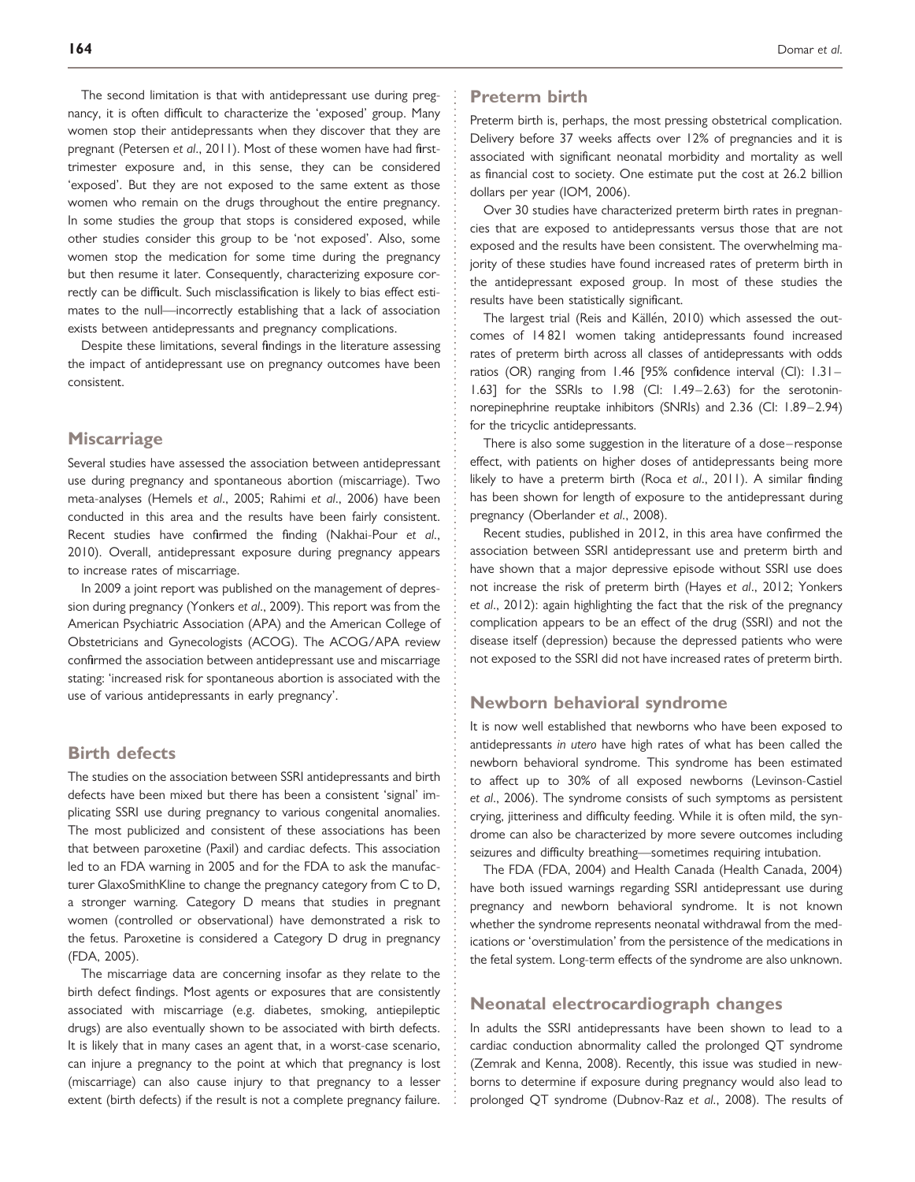The second limitation is that with antidepressant use during pregnancy, it is often difficult to characterize the 'exposed' group. Many women stop their antidepressants when they discover that they are pregnant (Petersen *et al*., 2011). Most of these women have had first-trimester exposure and, in this sense, they can be considered 'exposed'. But they are not exposed to the same extent as those women who remain on the drugs throughout the entire pregnancy. In some studies the group that stops is considered exposed, while other studies consider this group to be 'not exposed'. Also, some women stop the medication for some time during the pregnancy but then resume it later. Consequently, characterizing exposure correctly can be difficult. Such misclassification is likely to bias effect estimates to the null—incorrectly establishing that a lack of association exists between antidepressants and pregnancy complications.

Despite these limitations, several findings in the literature assessing the impact of antidepressant use on pregnancy outcomes have been consistent.

## Miscarriage

Several studies have assessed the association between antidepressant use during pregnancy and spontaneous abortion (miscarriage). Two meta-analyses (Hemels *et al*., 2005; Rahimi *et al*., 2006) have been conducted in this area and the results have been fairly consistent. Recent studies have confirmed the finding (Nakhai-Pour *et al*., 2010). Overall, antidepressant exposure during pregnancy appears to increase rates of miscarriage.

In 2009 a joint report was published on the management of depression during pregnancy (Yonkers *et al*., 2009). This report was from the American Psychiatric Association (APA) and the American College of Obstetricians and Gynecologists (ACOG). The ACOG/APA review confirmed the association between antidepressant use and miscarriage stating: 'increased risk for spontaneous abortion is associated with the use of various antidepressants in early pregnancy'.

## Birth defects

The studies on the association between SSRI antidepressants and birth defects have been mixed but there has been a consistent 'signal' implicating SSRI use during pregnancy to various congenital anomalies. The most publicized and consistent of these associations has been that between paroxetine (Paxil) and cardiac defects. This association led to an FDA warning in 2005 and for the FDA to ask the manufacturer GlaxoSmithKline to change the pregnancy category from C to D, a stronger warning. Category D means that studies in pregnant women (controlled or observational) have demonstrated a risk to the fetus. Paroxetine is considered a Category D drug in pregnancy (FDA, 2005).

The miscarriage data are concerning insofar as they relate to the birth defect findings. Most agents or exposures that are consistently associated with miscarriage (e.g. diabetes, smoking, antiepileptic drugs) are also eventually shown to be associated with birth defects. It is likely that in many cases an agent that, in a worst-case scenario, can injure a pregnancy to the point at which that pregnancy is lost (miscarriage) can also cause injury to that pregnancy to a lesser extent (birth defects) if the result is not a complete pregnancy failure.

## Preterm birth

Preterm birth is, perhaps, the most pressing obstetrical complication. Delivery before 37 weeks affects over 12% of pregnancies and it is associated with significant neonatal morbidity and mortality as well as financial cost to society. One estimate put the cost at 26.2 billion dollars per year (IOM, 2006).

Over 30 studies have characterized preterm birth rates in pregnancies that are exposed to antidepressants versus those that are not exposed and the results have been consistent. The overwhelming majority of these studies have found increased rates of preterm birth in the antidepressant exposed group. In most of these studies the results have been statistically significant.

The largest trial (Reis and Källén, 2010) which assessed the outcomes of 14 821 women taking antidepressants found increased rates of preterm birth across all classes of antidepressants with odds ratios (OR) ranging from 1.46 [95% confidence interval (CI): 1.31–1.63] for the SSRIs to 1.98 (CI: 1.49–2.63) for the serotonin-norepinephrine reuptake inhibitors (SNRIs) and 2.36 (CI: 1.89–2.94) for the tricyclic antidepressants.

There is also some suggestion in the literature of a dose–response effect, with patients on higher doses of antidepressants being more likely to have a preterm birth (Roca *et al*., 2011). A similar finding has been shown for length of exposure to the antidepressant during pregnancy (Oberlander *et al*., 2008).

Recent studies, published in 2012, in this area have confirmed the association between SSRI antidepressant use and preterm birth and have shown that a major depressive episode without SSRI use does not increase the risk of preterm birth (Hayes *et al*., 2012; Yonkers *et al*., 2012): again highlighting the fact that the risk of the pregnancy complication appears to be an effect of the drug (SSRI) and not the disease itself (depression) because the depressed patients who were not exposed to the SSRI did not have increased rates of preterm birth.

## Newborn behavioral syndrome

It is now well established that newborns who have been exposed to antidepressants *in utero* have high rates of what has been called the newborn behavioral syndrome. This syndrome has been estimated to affect up to 30% of all exposed newborns (Levinson-Castiel *et al*., 2006). The syndrome consists of such symptoms as persistent crying, jitteriness and difficulty feeding. While it is often mild, the syndrome can also be characterized by more severe outcomes including seizures and difficulty breathing—sometimes requiring intubation.

The FDA (FDA, 2004) and Health Canada (Health Canada, 2004) have both issued warnings regarding SSRI antidepressant use during pregnancy and newborn behavioral syndrome. It is not known whether the syndrome represents neonatal withdrawal from the medications or 'overstimulation' from the persistence of the medications in the fetal system. Long-term effects of the syndrome are also unknown.

## Neonatal electrocardiograph changes

In adults the SSRI antidepressants have been shown to lead to a cardiac conduction abnormality called the prolonged QT syndrome (Zemrak and Kenna, 2008). Recently, this issue was studied in newborns to determine if exposure during pregnancy would also lead to prolonged QT syndrome (Dubnov-Raz *et al*., 2008). The results of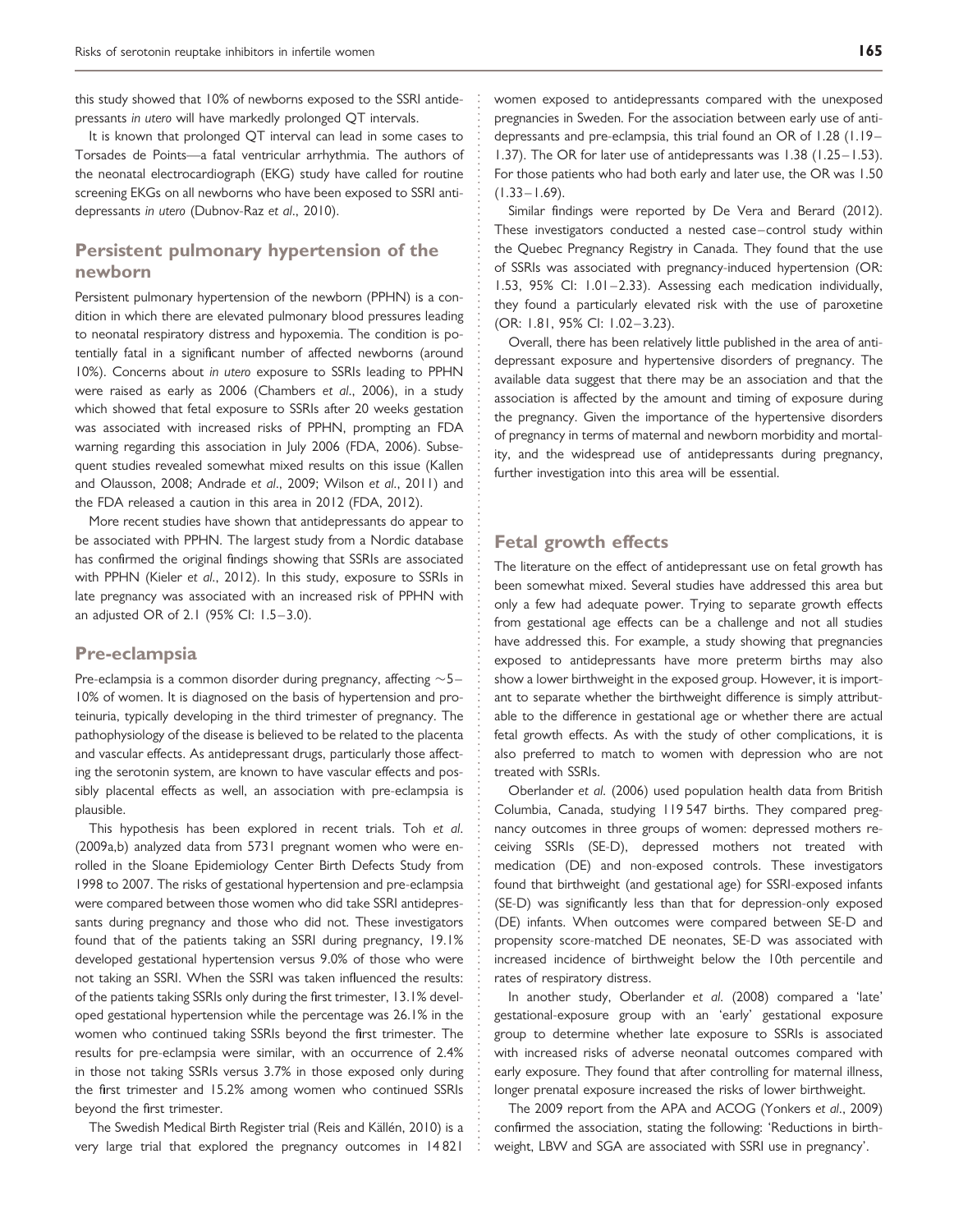this study showed that 10% of newborns exposed to the SSRI antidepressants *in utero* will have markedly prolonged QT intervals.

It is known that prolonged QT interval can lead in some cases to Torsades de Points—a fatal ventricular arrhythmia. The authors of the neonatal electrocardiograph (EKG) study have called for routine screening EKGs on all newborns who have been exposed to SSRI antidepressants *in utero* (Dubnov-Raz *et al*., 2010).

## Persistent pulmonary hypertension of the newborn

Persistent pulmonary hypertension of the newborn (PPHN) is a condition in which there are elevated pulmonary blood pressures leading to neonatal respiratory distress and hypoxemia. The condition is potentially fatal in a significant number of affected newborns (around 10%). Concerns about *in utero* exposure to SSRIs leading to PPHN were raised as early as 2006 (Chambers *et al*., 2006), in a study which showed that fetal exposure to SSRIs after 20 weeks gestation was associated with increased risks of PPHN, prompting an FDA warning regarding this association in July 2006 (FDA, 2006). Subsequent studies revealed somewhat mixed results on this issue (Kallen and Olausson, 2008; Andrade *et al*., 2009; Wilson *et al*., 2011) and the FDA released a caution in this area in 2012 (FDA, 2012).

More recent studies have shown that antidepressants do appear to be associated with PPHN. The largest study from a Nordic database has confirmed the original findings showing that SSRIs are associated with PPHN (Kieler *et al*., 2012). In this study, exposure to SSRIs in late pregnancy was associated with an increased risk of PPHN with an adjusted OR of 2.1 (95% CI: 1.5–3.0).

## Pre-eclampsia

Pre-eclampsia is a common disorder during pregnancy, affecting ~5–10% of women. It is diagnosed on the basis of hypertension and proteinuria, typically developing in the third trimester of pregnancy. The pathophysiology of the disease is believed to be related to the placenta and vascular effects. As antidepressant drugs, particularly those affecting the serotonin system, are known to have vascular effects and possibly placental effects as well, an association with pre-eclampsia is plausible.

This hypothesis has been explored in recent trials. Toh *et al*. (2009a,b) analyzed data from 5731 pregnant women who were enrolled in the Sloane Epidemiology Center Birth Defects Study from 1998 to 2007. The risks of gestational hypertension and pre-eclampsia were compared between those women who did take SSRI antidepressants during pregnancy and those who did not. These investigators found that of the patients taking an SSRI during pregnancy, 19.1% developed gestational hypertension versus 9.0% of those who were not taking an SSRI. When the SSRI was taken influenced the results: of the patients taking SSRIs only during the first trimester, 13.1% developed gestational hypertension while the percentage was 26.1% in the women who continued taking SSRIs beyond the first trimester. The results for pre-eclampsia were similar, with an occurrence of 2.4% in those not taking SSRIs versus 3.7% in those exposed only during the first trimester and 15.2% among women who continued SSRIs beyond the first trimester.

The Swedish Medical Birth Register trial (Reis and Källén, 2010) is a very large trial that explored the pregnancy outcomes in 14 821 women exposed to antidepressants compared with the unexposed pregnancies in Sweden. For the association between early use of antidepressants and pre-eclampsia, this trial found an OR of 1.28 (1.19–1.37). The OR for later use of antidepressants was 1.38 (1.25–1.53). For those patients who had both early and later use, the OR was 1.50 (1.33–1.69).

Similar findings were reported by De Vera and Berard (2012). These investigators conducted a nested case–control study within the Quebec Pregnancy Registry in Canada. They found that the use of SSRIs was associated with pregnancy-induced hypertension (OR: 1.53, 95% CI: 1.01–2.33). Assessing each medication individually, they found a particularly elevated risk with the use of paroxetine (OR: 1.81, 95% CI: 1.02–3.23).

Overall, there has been relatively little published in the area of antidepressant exposure and hypertensive disorders of pregnancy. The available data suggest that there may be an association and that the association is affected by the amount and timing of exposure during the pregnancy. Given the importance of the hypertensive disorders of pregnancy in terms of maternal and newborn morbidity and mortality, and the widespread use of antidepressants during pregnancy, further investigation into this area will be essential.

## Fetal growth effects

The literature on the effect of antidepressant use on fetal growth has been somewhat mixed. Several studies have addressed this area but only a few had adequate power. Trying to separate growth effects from gestational age effects can be a challenge and not all studies have addressed this. For example, a study showing that pregnancies exposed to antidepressants have more preterm births may also show a lower birthweight in the exposed group. However, it is important to separate whether the birthweight difference is simply attributable to the difference in gestational age or whether there are actual fetal growth effects. As with the study of other complications, it is also preferred to match to women with depression who are not treated with SSRIs.

Oberlander *et al*. (2006) used population health data from British Columbia, Canada, studying 119 547 births. They compared pregnancy outcomes in three groups of women: depressed mothers receiving SSRIs (SE-D), depressed mothers not treated with medication (DE) and non-exposed controls. These investigators found that birthweight (and gestational age) for SSRI-exposed infants (SE-D) was significantly less than that for depression-only exposed (DE) infants. When outcomes were compared between SE-D and propensity score-matched DE neonates, SE-D was associated with increased incidence of birthweight below the 10th percentile and rates of respiratory distress.

In another study, Oberlander *et al*. (2008) compared a 'late' gestational-exposure group with an 'early' gestational exposure group to determine whether late exposure to SSRIs is associated with increased risks of adverse neonatal outcomes compared with early exposure. They found that after controlling for maternal illness, longer prenatal exposure increased the risks of lower birthweight.

The 2009 report from the APA and ACOG (Yonkers *et al*., 2009) confirmed the association, stating the following: 'Reductions in birthweight, LBW and SGA are associated with SSRI use in pregnancy'.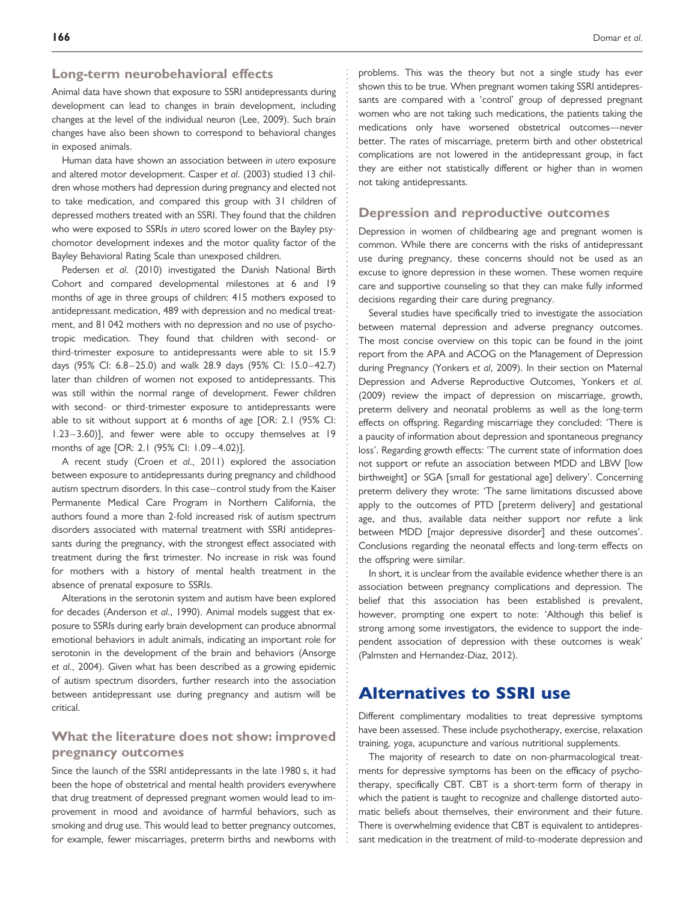### Long-term neurobehavioral effects

Animal data have shown that exposure to SSRI antidepressants during development can lead to changes in brain development, including changes at the level of the individual neuron (Lee, 2009). Such brain changes have also been shown to correspond to behavioral changes in exposed animals.

Human data have shown an association between *in utero* exposure and altered motor development. Casper *et al*. (2003) studied 13 children whose mothers had depression during pregnancy and elected not to take medication, and compared this group with 31 children of depressed mothers treated with an SSRI. They found that the children who were exposed to SSRIs *in utero* scored lower on the Bayley psychomotor development indexes and the motor quality factor of the Bayley Behavioral Rating Scale than unexposed children.

Pedersen *et al*. (2010) investigated the Danish National Birth Cohort and compared developmental milestones at 6 and 19 months of age in three groups of children: 415 mothers exposed to antidepressant medication, 489 with depression and no medical treatment, and 81 042 mothers with no depression and no use of psychotropic medication. They found that children with second- or third-trimester exposure to antidepressants were able to sit 15.9 days (95% CI: 6.8–25.0) and walk 28.9 days (95% CI: 15.0–42.7) later than children of women not exposed to antidepressants. This was still within the normal range of development. Fewer children with second- or third-trimester exposure to antidepressants were able to sit without support at 6 months of age [OR: 2.1 (95% CI: 1.23–3.60)], and fewer were able to occupy themselves at 19 months of age [OR: 2.1 (95% CI: 1.09–4.02)].

A recent study (Croen *et al*., 2011) explored the association between exposure to antidepressants during pregnancy and childhood autism spectrum disorders. In this case–control study from the Kaiser Permanente Medical Care Program in Northern California, the authors found a more than 2-fold increased risk of autism spectrum disorders associated with maternal treatment with SSRI antidepressants during the pregnancy, with the strongest effect associated with treatment during the first trimester. No increase in risk was found for mothers with a history of mental health treatment in the absence of prenatal exposure to SSRIs.

Alterations in the serotonin system and autism have been explored for decades (Anderson *et al*., 1990). Animal models suggest that exposure to SSRIs during early brain development can produce abnormal emotional behaviors in adult animals, indicating an important role for serotonin in the development of the brain and behaviors (Ansorge *et al*., 2004). Given what has been described as a growing epidemic of autism spectrum disorders, further research into the association between antidepressant use during pregnancy and autism will be critical.

### What the literature does not show: improved pregnancy outcomes

Since the launch of the SSRI antidepressants in the late 1980 s, it had been the hope of obstetrical and mental health providers everywhere that drug treatment of depressed pregnant women would lead to improvement in mood and avoidance of harmful behaviors, such as smoking and drug use. This would lead to better pregnancy outcomes, for example, fewer miscarriages, preterm births and newborns with problems. This was the theory but not a single study has ever shown this to be true. When pregnant women taking SSRI antidepressants are compared with a 'control' group of depressed pregnant women who are not taking such medications, the patients taking the medications only have worsened obstetrical outcomes—never better. The rates of miscarriage, preterm birth and other obstetrical complications are not lowered in the antidepressant group, in fact they are either not statistically different or higher than in women not taking antidepressants.

### Depression and reproductive outcomes

Depression in women of childbearing age and pregnant women is common. While there are concerns with the risks of antidepressant use during pregnancy, these concerns should not be used as an excuse to ignore depression in these women. These women require care and supportive counseling so that they can make fully informed decisions regarding their care during pregnancy.

Several studies have specifically tried to investigate the association between maternal depression and adverse pregnancy outcomes. The most concise overview on this topic can be found in the joint report from the APA and ACOG on the Management of Depression during Pregnancy (Yonkers *et al*, 2009). In their section on Maternal Depression and Adverse Reproductive Outcomes, Yonkers *et al*. (2009) review the impact of depression on miscarriage, growth, preterm delivery and neonatal problems as well as the long-term effects on offspring. Regarding miscarriage they concluded: 'There is a paucity of information about depression and spontaneous pregnancy loss'. Regarding growth effects: 'The current state of information does not support or refute an association between MDD and LBW [low birthweight] or SGA [small for gestational age] delivery'. Concerning preterm delivery they wrote: 'The same limitations discussed above apply to the outcomes of PTD [preterm delivery] and gestational age, and thus, available data neither support nor refute a link between MDD [major depressive disorder] and these outcomes'. Conclusions regarding the neonatal effects and long-term effects on the offspring were similar.

In short, it is unclear from the available evidence whether there is an association between pregnancy complications and depression. The belief that this association has been established is prevalent, however, prompting one expert to note: 'Although this belief is strong among some investigators, the evidence to support the independent association of depression with these outcomes is weak' (Palmsten and Hernandez-Diaz, 2012).

## Alternatives to SSRI use

Different complimentary modalities to treat depressive symptoms have been assessed. These include psychotherapy, exercise, relaxation training, yoga, acupuncture and various nutritional supplements.

The majority of research to date on non-pharmacological treatments for depressive symptoms has been on the efficacy of psychotherapy, specifically CBT. CBT is a short-term form of therapy in which the patient is taught to recognize and challenge distorted automatic beliefs about themselves, their environment and their future. There is overwhelming evidence that CBT is equivalent to antidepressant medication in the treatment of mild-to-moderate depression and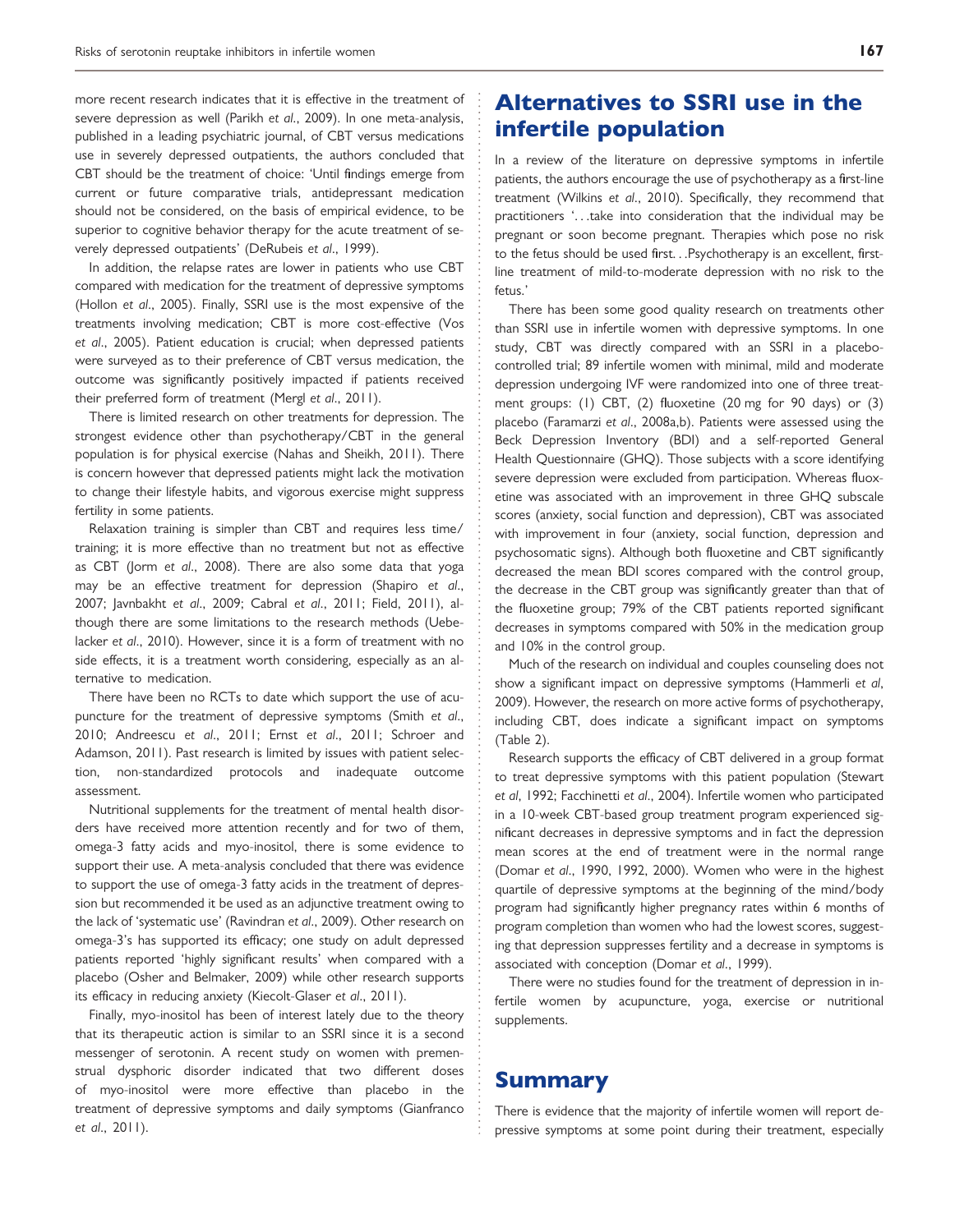more recent research indicates that it is effective in the treatment of severe depression as well (Parikh *et al.*, 2009). In one meta-analysis, published in a leading psychiatric journal, of CBT versus medications use in severely depressed outpatients, the authors concluded that CBT should be the treatment of choice: 'Until findings emerge from current or future comparative trials, antidepressant medication should not be considered, on the basis of empirical evidence, to be superior to cognitive behavior therapy for the acute treatment of severely depressed outpatients' (DeRubeis *et al.*, 1999).

In addition, the relapse rates are lower in patients who use CBT compared with medication for the treatment of depressive symptoms (Hollon *et al.*, 2005). Finally, SSRI use is the most expensive of the treatments involving medication; CBT is more cost-effective (Vos *et al.*, 2005). Patient education is crucial; when depressed patients were surveyed as to their preference of CBT versus medication, the outcome was significantly positively impacted if patients received their preferred form of treatment (Mergl *et al.*, 2011).

There is limited research on other treatments for depression. The strongest evidence other than psychotherapy/CBT in the general population is for physical exercise (Nahas and Sheikh, 2011). There is concern however that depressed patients might lack the motivation to change their lifestyle habits, and vigorous exercise might suppress fertility in some patients.

Relaxation training is simpler than CBT and requires less time/training; it is more effective than no treatment but not as effective as CBT (Jorm *et al.*, 2008). There are also some data that yoga may be an effective treatment for depression (Shapiro *et al.*, 2007; Javnbakht *et al.*, 2009; Cabral *et al.*, 2011; Field, 2011), although there are some limitations to the research methods (Uebelacker *et al.*, 2010). However, since it is a form of treatment with no side effects, it is a treatment worth considering, especially as an alternative to medication.

There have been no RCTs to date which support the use of acupuncture for the treatment of depressive symptoms (Smith *et al.*, 2010; Andreescu *et al.*, 2011; Ernst *et al.*, 2011; Schroer and Adamson, 2011). Past research is limited by issues with patient selection, non-standardized protocols and inadequate outcome assessment.

Nutritional supplements for the treatment of mental health disorders have received more attention recently and for two of them, omega-3 fatty acids and myo-inositol, there is some evidence to support their use. A meta-analysis concluded that there was evidence to support the use of omega-3 fatty acids in the treatment of depression but recommended it be used as an adjunctive treatment owing to the lack of 'systematic use' (Ravindran *et al.*, 2009). Other research on omega-3's has supported its efficacy; one study on adult depressed patients reported 'highly significant results' when compared with a placebo (Osher and Belmaker, 2009) while other research supports its efficacy in reducing anxiety (Kiecolt-Glaser *et al.*, 2011).

Finally, myo-inositol has been of interest lately due to the theory that its therapeutic action is similar to an SSRI since it is a second messenger of serotonin. A recent study on women with premenstrual dysphoric disorder indicated that two different doses of myo-inositol were more effective than placebo in the treatment of depressive symptoms and daily symptoms (Gianfranco *et al.*, 2011).

# Alternatives to SSRI use in the infertile population

In a review of the literature on depressive symptoms in infertile patients, the authors encourage the use of psychotherapy as a first-line treatment (Wilkins *et al.*, 2010). Specifically, they recommend that practitioners '...take into consideration that the individual may be pregnant or soon become pregnant. Therapies which pose no risk to the fetus should be used first...Psychotherapy is an excellent, first-line treatment of mild-to-moderate depression with no risk to the fetus.'

There has been some good quality research on treatments other than SSRI use in infertile women with depressive symptoms. In one study, CBT was directly compared with an SSRI in a placebo-controlled trial; 89 infertile women with minimal, mild and moderate depression undergoing IVF were randomized into one of three treatment groups: (1) CBT, (2) fluoxetine (20 mg for 90 days) or (3) placebo (Faramarzi *et al.*, 2008a,b). Patients were assessed using the Beck Depression Inventory (BDI) and a self-reported General Health Questionnaire (GHQ). Those subjects with a score identifying severe depression were excluded from participation. Whereas fluoxetine was associated with an improvement in three GHQ subscale scores (anxiety, social function and depression), CBT was associated with improvement in four (anxiety, social function, depression and psychosomatic signs). Although both fluoxetine and CBT significantly decreased the mean BDI scores compared with the control group, the decrease in the CBT group was significantly greater than that of the fluoxetine group; 79% of the CBT patients reported significant decreases in symptoms compared with 50% in the medication group and 10% in the control group.

Much of the research on individual and couples counseling does not show a significant impact on depressive symptoms (Hammerli *et al*, 2009). However, the research on more active forms of psychotherapy, including CBT, does indicate a significant impact on symptoms (Table 2).

Research supports the efficacy of CBT delivered in a group format to treat depressive symptoms with this patient population (Stewart *et al*, 1992; Facchinetti *et al*., 2004). Infertile women who participated in a 10-week CBT-based group treatment program experienced significant decreases in depressive symptoms and in fact the depression mean scores at the end of treatment were in the normal range (Domar *et al*., 1990, 1992, 2000). Women who were in the highest quartile of depressive symptoms at the beginning of the mind/body program had significantly higher pregnancy rates within 6 months of program completion than women who had the lowest scores, suggesting that depression suppresses fertility and a decrease in symptoms is associated with conception (Domar *et al*., 1999).

There were no studies found for the treatment of depression in infertile women by acupuncture, yoga, exercise or nutritional supplements.

# Summary

There is evidence that the majority of infertile women will report depressive symptoms at some point during their treatment, especially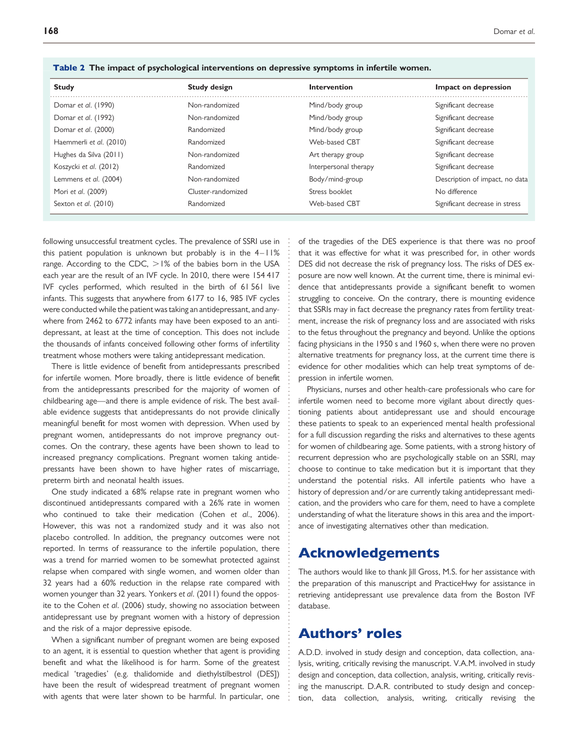**Table 2 The impact of psychological interventions on depressive symptoms in infertile women.**

| Study | Study design | Intervention | Impact on depression |
|---|---|---|---|
| Domar *et al*. (1990) | Non-randomized | Mind/body group | Significant decrease |
| Domar *et al*. (1992) | Non-randomized | Mind/body group | Significant decrease |
| Domar *et al*. (2000) | Randomized | Mind/body group | Significant decrease |
| Haemmerli *et al*. (2010) | Randomized | Web-based CBT | Significant decrease |
| Hughes da Silva (2011) | Non-randomized | Art therapy group | Significant decrease |
| Koszycki *et al*. (2012) | Randomized | Interpersonal therapy | Significant decrease |
| Lemmens *et al*. (2004) | Non-randomized | Body/mind-group | Description of impact, no data |
| Mori *et al*. (2009) | Cluster-randomized | Stress booklet | No difference |
| Sexton *et al*. (2010) | Randomized | Web-based CBT | Significant decrease in stress |

following unsuccessful treatment cycles. The prevalence of SSRI use in this patient population is unknown but probably is in the 4–11% range. According to the CDC, >1% of the babies born in the USA each year are the result of an IVF cycle. In 2010, there were 154 417 IVF cycles performed, which resulted in the birth of 61 561 live infants. This suggests that anywhere from 6177 to 16, 985 IVF cycles were conducted while the patient was taking an antidepressant, and anywhere from 2462 to 6772 infants may have been exposed to an antidepressant, at least at the time of conception. This does not include the thousands of infants conceived following other forms of infertility treatment whose mothers were taking antidepressant medication.

There is little evidence of benefit from antidepressants prescribed for infertile women. More broadly, there is little evidence of benefit from the antidepressants prescribed for the majority of women of childbearing age—and there is ample evidence of risk. The best available evidence suggests that antidepressants do not provide clinically meaningful benefit for most women with depression. When used by pregnant women, antidepressants do not improve pregnancy outcomes. On the contrary, these agents have been shown to lead to increased pregnancy complications. Pregnant women taking antidepressants have been shown to have higher rates of miscarriage, preterm birth and neonatal health issues.

One study indicated a 68% relapse rate in pregnant women who discontinued antidepressants compared with a 26% rate in women who continued to take their medication (Cohen *et al*., 2006). However, this was not a randomized study and it was also not placebo controlled. In addition, the pregnancy outcomes were not reported. In terms of reassurance to the infertile population, there was a trend for married women to be somewhat protected against relapse when compared with single women, and women older than 32 years had a 60% reduction in the relapse rate compared with women younger than 32 years. Yonkers *et al*. (2011) found the opposite to the Cohen *et al*. (2006) study, showing no association between antidepressant use by pregnant women with a history of depression and the risk of a major depressive episode.

When a significant number of pregnant women are being exposed to an agent, it is essential to question whether that agent is providing benefit and what the likelihood is for harm. Some of the greatest medical 'tragedies' (e.g. thalidomide and diethylstilbestrol (DES]) have been the result of widespread treatment of pregnant women with agents that were later shown to be harmful. In particular, one of the tragedies of the DES experience is that there was no proof that it was effective for what it was prescribed for, in other words DES did not decrease the risk of pregnancy loss. The risks of DES exposure are now well known. At the current time, there is minimal evidence that antidepressants provide a significant benefit to women struggling to conceive. On the contrary, there is mounting evidence that SSRIs may in fact decrease the pregnancy rates from fertility treatment, increase the risk of pregnancy loss and are associated with risks to the fetus throughout the pregnancy and beyond. Unlike the options facing physicians in the 1950 s and 1960 s, when there were no proven alternative treatments for pregnancy loss, at the current time there is evidence for other modalities which can help treat symptoms of depression in infertile women.

Physicians, nurses and other health-care professionals who care for infertile women need to become more vigilant about directly questioning patients about antidepressant use and should encourage these patients to speak to an experienced mental health professional for a full discussion regarding the risks and alternatives to these agents for women of childbearing age. Some patients, with a strong history of recurrent depression who are psychologically stable on an SSRI, may choose to continue to take medication but it is important that they understand the potential risks. All infertile patients who have a history of depression and/or are currently taking antidepressant medication, and the providers who care for them, need to have a complete understanding of what the literature shows in this area and the importance of investigating alternatives other than medication.

## Acknowledgements

The authors would like to thank Jill Gross, M.S. for her assistance with the preparation of this manuscript and PracticeHwy for assistance in retrieving antidepressant use prevalence data from the Boston IVF database.

## Authors' roles

A.D.D. involved in study design and conception, data collection, analysis, writing, critically revising the manuscript. V.A.M. involved in study design and conception, data collection, analysis, writing, critically revising the manuscript. D.A.R. contributed to study design and conception, data collection, analysis, writing, critically revising the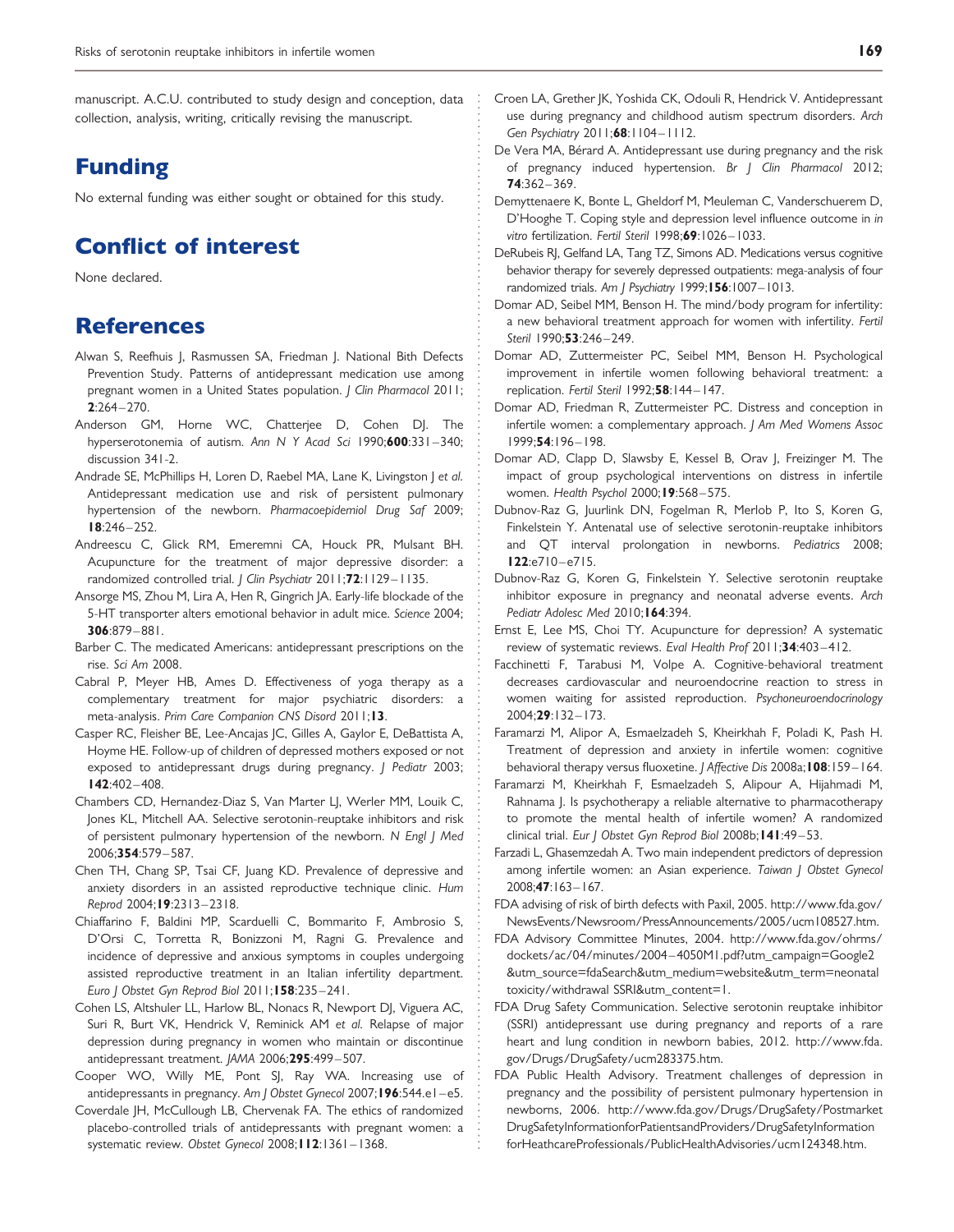manuscript. A.C.U. contributed to study design and conception, data collection, analysis, writing, critically revising the manuscript.

# Funding

No external funding was either sought or obtained for this study.

# Conflict of interest

None declared.

# References

Alwan S, Reefhuis J, Rasmussen SA, Friedman J. National Bith Defects Prevention Study. Patterns of antidepressant medication use among pregnant women in a United States population. *J Clin Pharmacol* 2011; **2**:264–270.

Anderson GM, Horne WC, Chatterjee D, Cohen DJ. The hyperserotonemia of autism. *Ann N Y Acad Sci* 1990;**600**:331–340; discussion 341-2.

Andrade SE, McPhillips H, Loren D, Raebel MA, Lane K, Livingston J *et al.* Antidepressant medication use and risk of persistent pulmonary hypertension of the newborn. *Pharmacoepidemiol Drug Saf* 2009; **18**:246–252.

Andreescu C, Glick RM, Emeremni CA, Houck PR, Mulsant BH. Acupuncture for the treatment of major depressive disorder: a randomized controlled trial. *J Clin Psychiatr* 2011;**72**:1129–1135.

Ansorge MS, Zhou M, Lira A, Hen R, Gingrich JA. Early-life blockade of the 5-HT transporter alters emotional behavior in adult mice. *Science* 2004; **306**:879–881.

Barber C. The medicated Americans: antidepressant prescriptions on the rise. *Sci Am* 2008.

Cabral P, Meyer HB, Ames D. Effectiveness of yoga therapy as a complementary treatment for major psychiatric disorders: a meta-analysis. *Prim Care Companion CNS Disord* 2011;**13**.

Casper RC, Fleisher BE, Lee-Ancajas JC, Gilles A, Gaylor E, DeBattista A, Hoyme HE. Follow-up of children of depressed mothers exposed or not exposed to antidepressant drugs during pregnancy. *J Pediatr* 2003; **142**:402–408.

Chambers CD, Hernandez-Diaz S, Van Marter LJ, Werler MM, Louik C, Jones KL, Mitchell AA. Selective serotonin-reuptake inhibitors and risk of persistent pulmonary hypertension of the newborn. *N Engl J Med* 2006;**354**:579–587.

Chen TH, Chang SP, Tsai CF, Juang KD. Prevalence of depressive and anxiety disorders in an assisted reproductive technique clinic. *Hum Reprod* 2004;**19**:2313–2318.

Chiaffarino F, Baldini MP, Scarduelli C, Bommarito F, Ambrosio S, D'Orsi C, Torretta R, Bonizzoni M, Ragni G. Prevalence and incidence of depressive and anxious symptoms in couples undergoing assisted reproductive treatment in an Italian infertility department. *Euro J Obstet Gyn Reprod Biol* 2011;**158**:235–241.

Cohen LS, Altshuler LL, Harlow BL, Nonacs R, Newport DJ, Viguera AC, Suri R, Burt VK, Hendrick V, Reminick AM *et al.* Relapse of major depression during pregnancy in women who maintain or discontinue antidepressant treatment. *JAMA* 2006;**295**:499–507.

Cooper WO, Willy ME, Pont SJ, Ray WA. Increasing use of antidepressants in pregnancy. *Am J Obstet Gynecol* 2007;**196**:544.e1–e5.

Coverdale JH, McCullough LB, Chervenak FA. The ethics of randomized placebo-controlled trials of antidepressants with pregnant women: a systematic review. *Obstet Gynecol* 2008;**112**:1361–1368.

Croen LA, Grether JK, Yoshida CK, Odouli R, Hendrick V. Antidepressant use during pregnancy and childhood autism spectrum disorders. *Arch Gen Psychiatry* 2011;**68**:1104–1112.

De Vera MA, Bérard A. Antidepressant use during pregnancy and the risk of pregnancy induced hypertension. *Br J Clin Pharmacol* 2012; **74**:362–369.

Demyttenaere K, Bonte L, Gheldorf M, Meuleman C, Vanderschuerem D, D'Hooghe T. Coping style and depression level influence outcome in *in vitro* fertilization. *Fertil Steril* 1998;**69**:1026–1033.

DeRubeis RJ, Gelfand LA, Tang TZ, Simons AD. Medications versus cognitive behavior therapy for severely depressed outpatients: mega-analysis of four randomized trials. *Am J Psychiatry* 1999;**156**:1007–1013.

Domar AD, Seibel MM, Benson H. The mind/body program for infertility: a new behavioral treatment approach for women with infertility. *Fertil Steril* 1990;**53**:246–249.

Domar AD, Zuttermeister PC, Seibel MM, Benson H. Psychological improvement in infertile women following behavioral treatment: a replication. *Fertil Steril* 1992;**58**:144–147.

Domar AD, Friedman R, Zuttermeister PC. Distress and conception in infertile women: a complementary approach. *J Am Med Womens Assoc* 1999;**54**:196–198.

Domar AD, Clapp D, Slawsby E, Kessel B, Orav J, Freizinger M. The impact of group psychological interventions on distress in infertile women. *Health Psychol* 2000;**19**:568–575.

Dubnov-Raz G, Juurlink DN, Fogelman R, Merlob P, Ito S, Koren G, Finkelstein Y. Antenatal use of selective serotonin-reuptake inhibitors and QT interval prolongation in newborns. *Pediatrics* 2008; **122**:e710–e715.

Dubnov-Raz G, Koren G, Finkelstein Y. Selective serotonin reuptake inhibitor exposure in pregnancy and neonatal adverse events. *Arch Pediatr Adolesc Med* 2010;**164**:394.

Ernst E, Lee MS, Choi TY. Acupuncture for depression? A systematic review of systematic reviews. *Eval Health Prof* 2011;**34**:403–412.

Facchinetti F, Tarabusi M, Volpe A. Cognitive-behavioral treatment decreases cardiovascular and neuroendocrine reaction to stress in women waiting for assisted reproduction. *Psychoneuroendocrinology* 2004;**29**:132–173.

Faramarzi M, Alipor A, Esmaelzadeh S, Kheirkhah F, Poladi K, Pash H. Treatment of depression and anxiety in infertile women: cognitive behavioral therapy versus fluoxetine. *J Affective Dis* 2008a;**108**:159–164.

Faramarzi M, Kheirkhah F, Esmaelzadeh S, Alipour A, Hijahmadi M, Rahnama J. Is psychotherapy a reliable alternative to pharmacotherapy to promote the mental health of infertile women? A randomized clinical trial. *Eur J Obstet Gyn Reprod Biol* 2008b;**141**:49–53.

Farzadi L, Ghasemzedah A. Two main independent predictors of depression among infertile women: an Asian experience. *Taiwan J Obstet Gynecol* 2008;**47**:163–167.

FDA advising of risk of birth defects with Paxil, 2005. http://www.fda.gov/NewsEvents/Newsroom/PressAnnouncements/2005/ucm108527.htm.

FDA Advisory Committee Minutes, 2004. http://www.fda.gov/ohrms/dockets/ac/04/minutes/2004–4050M1.pdf?utm_campaign=Google2&utm_source=fdaSearch&utm_medium=website&utm_term=neonatal toxicity/withdrawal SSRI&utm_content=1.

FDA Drug Safety Communication. Selective serotonin reuptake inhibitor (SSRI) antidepressant use during pregnancy and reports of a rare heart and lung condition in newborn babies, 2012. http://www.fda.gov/Drugs/DrugSafety/ucm283375.htm.

FDA Public Health Advisory. Treatment challenges of depression in pregnancy and the possibility of persistent pulmonary hypertension in newborns, 2006. http://www.fda.gov/Drugs/DrugSafety/PostmarketDrugSafetyInformationforPatientsandProviders/DrugSafetyInformationforHeathcareProfessionals/PublicHealthAdvisories/ucm124348.htm.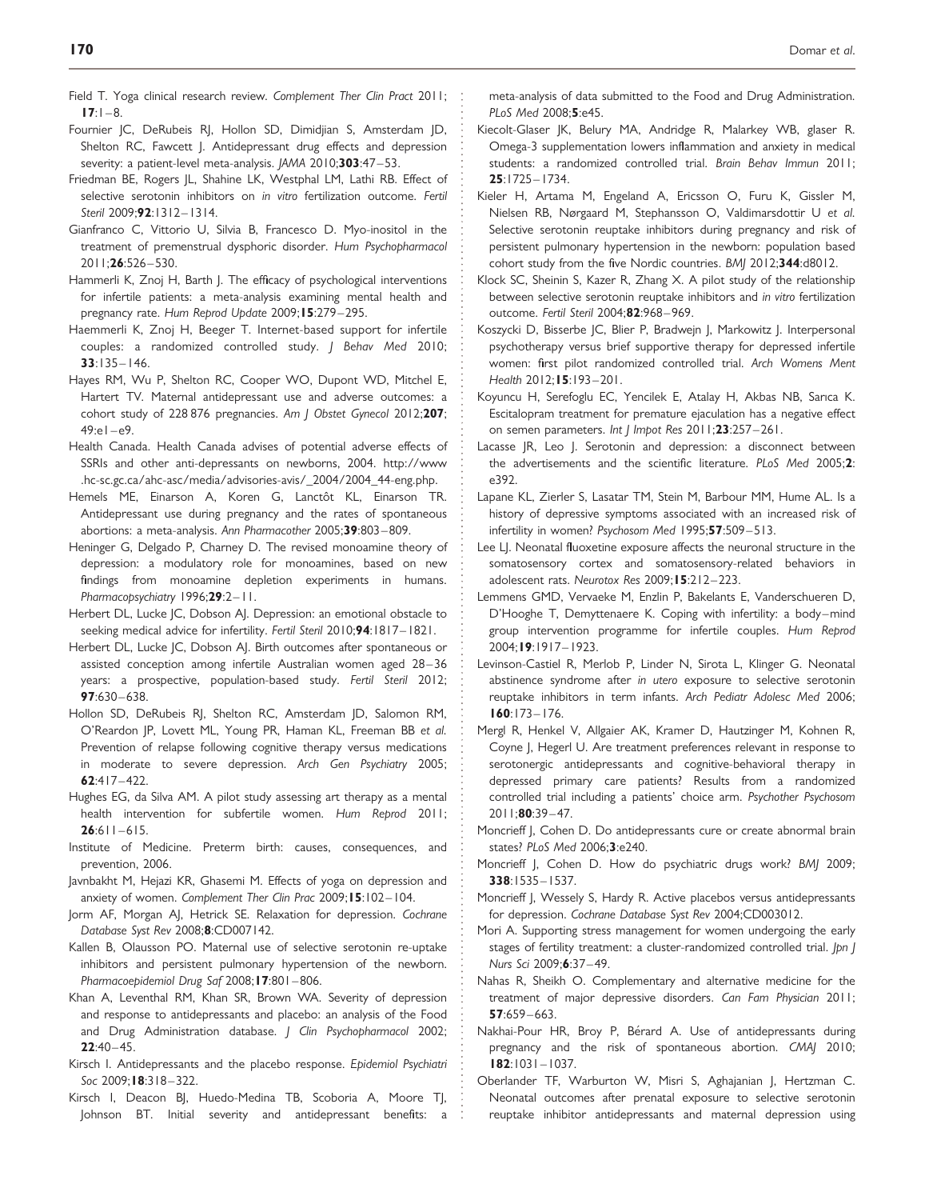Field T. Yoga clinical research review. *Complement Ther Clin Pract* 2011; **17**:1–8.

Fournier JC, DeRubeis RJ, Hollon SD, Dimidjian S, Amsterdam JD, Shelton RC, Fawcett J. Antidepressant drug effects and depression severity: a patient-level meta-analysis. *JAMA* 2010;**303**:47–53.

Friedman BE, Rogers JL, Shahine LK, Westphal LM, Lathi RB. Effect of selective serotonin inhibitors on *in vitro* fertilization outcome. *Fertil Steril* 2009;**92**:1312–1314.

Gianfranco C, Vittorio U, Silvia B, Francesco D. Myo-inositol in the treatment of premenstrual dysphoric disorder. *Hum Psychopharmacol* 2011;**26**:526–530.

Hammerli K, Znoj H, Barth J. The efficacy of psychological interventions for infertile patients: a meta-analysis examining mental health and pregnancy rate. *Hum Reprod Update* 2009;**15**:279–295.

Haemmerli K, Znoj H, Beeger T. Internet-based support for infertile couples: a randomized controlled study. *J Behav Med* 2010; **33**:135–146.

Hayes RM, Wu P, Shelton RC, Cooper WO, Dupont WD, Mitchel E, Hartert TV. Maternal antidepressant use and adverse outcomes: a cohort study of 228 876 pregnancies. *Am J Obstet Gynecol* 2012;**207**; 49:e1–e9.

Health Canada. Health Canada advises of potential adverse effects of SSRIs and other anti-depressants on newborns, 2004. http://www.hc-sc.gc.ca/ahc-asc/media/advisories-avis/_2004/2004_44-eng.php.

Hemels ME, Einarson A, Koren G, Lanctôt KL, Einarson TR. Antidepressant use during pregnancy and the rates of spontaneous abortions: a meta-analysis. *Ann Pharmacother* 2005;**39**:803–809.

Heninger G, Delgado P, Charney D. The revised monoamine theory of depression: a modulatory role for monoamines, based on new findings from monoamine depletion experiments in humans. *Pharmacopsychiatry* 1996;**29**:2–11.

Herbert DL, Lucke JC, Dobson AJ. Depression: an emotional obstacle to seeking medical advice for infertility. *Fertil Steril* 2010;**94**:1817–1821.

Herbert DL, Lucke JC, Dobson AJ. Birth outcomes after spontaneous or assisted conception among infertile Australian women aged 28–36 years: a prospective, population-based study. *Fertil Steril* 2012; **97**:630–638.

Hollon SD, DeRubeis RJ, Shelton RC, Amsterdam JD, Salomon RM, O'Reardon JP, Lovett ML, Young PR, Haman KL, Freeman BB *et al.* Prevention of relapse following cognitive therapy versus medications in moderate to severe depression. *Arch Gen Psychiatry* 2005; **62**:417–422.

Hughes EG, da Silva AM. A pilot study assessing art therapy as a mental health intervention for subfertile women. *Hum Reprod* 2011; **26**:611–615.

Institute of Medicine. Preterm birth: causes, consequences, and prevention, 2006.

Javnbakht M, Hejazi KR, Ghasemi M. Effects of yoga on depression and anxiety of women. *Complement Ther Clin Prac* 2009;**15**:102–104.

Jorm AF, Morgan AJ, Hetrick SE. Relaxation for depression. *Cochrane Database Syst Rev* 2008;**8**:CD007142.

Kallen B, Olausson PO. Maternal use of selective serotonin re-uptake inhibitors and persistent pulmonary hypertension of the newborn. *Pharmacoepidemiol Drug Saf* 2008;**17**:801–806.

Khan A, Leventhal RM, Khan SR, Brown WA. Severity of depression and response to antidepressants and placebo: an analysis of the Food and Drug Administration database. *J Clin Psychopharmacol* 2002; **22**:40–45.

Kirsch I. Antidepressants and the placebo response. *Epidemiol Psychiatri Soc* 2009;**18**:318–322.

Kirsch I, Deacon BJ, Huedo-Medina TB, Scoboria A, Moore TJ, Johnson BT. Initial severity and antidepressant benefits: a meta-analysis of data submitted to the Food and Drug Administration. *PLoS Med* 2008;**5**:e45.

Kiecolt-Glaser JK, Belury MA, Andridge R, Malarkey WB, glaser R. Omega-3 supplementation lowers inflammation and anxiety in medical students: a randomized controlled trial. *Brain Behav Immun* 2011; **25**:1725–1734.

Kieler H, Artama M, Engeland A, Ericsson O, Furu K, Gissler M, Nielsen RB, Nørgaard M, Stephansson O, Valdimarsdottir U *et al.* Selective serotonin reuptake inhibitors during pregnancy and risk of persistent pulmonary hypertension in the newborn: population based cohort study from the five Nordic countries. *BMJ* 2012;**344**:d8012.

Klock SC, Sheinin S, Kazer R, Zhang X. A pilot study of the relationship between selective serotonin reuptake inhibitors and *in vitro* fertilization outcome. *Fertil Steril* 2004;**82**:968–969.

Koszycki D, Bisserbe JC, Blier P, Bradwejn J, Markowitz J. Interpersonal psychotherapy versus brief supportive therapy for depressed infertile women: first pilot randomized controlled trial. *Arch Womens Ment Health* 2012;**15**:193–201.

Koyuncu H, Serefoglu EC, Yencilek E, Atalay H, Akbas NB, Sarıca K. Escitalopram treatment for premature ejaculation has a negative effect on semen parameters. *Int J Impot Res* 2011;**23**:257–261.

Lacasse JR, Leo J. Serotonin and depression: a disconnect between the advertisements and the scientific literature. *PLoS Med* 2005;**2**: e392.

Lapane KL, Zierler S, Lasatar TM, Stein M, Barbour MM, Hume AL. Is a history of depressive symptoms associated with an increased risk of infertility in women? *Psychosom Med* 1995;**57**:509–513.

Lee LJ. Neonatal fluoxetine exposure affects the neuronal structure in the somatosensory cortex and somatosensory-related behaviors in adolescent rats. *Neurotox Res* 2009;**15**:212–223.

Lemmens GMD, Vervaeke M, Enzlin P, Bakelants E, Vanderschueren D, D'Hooghe T, Demyttenaere K. Coping with infertility: a body–mind group intervention programme for infertile couples. *Hum Reprod* 2004;**19**:1917–1923.

Levinson-Castiel R, Merlob P, Linder N, Sirota L, Klinger G. Neonatal abstinence syndrome after *in utero* exposure to selective serotonin reuptake inhibitors in term infants. *Arch Pediatr Adolesc Med* 2006; **160**:173–176.

Mergl R, Henkel V, Allgaier AK, Kramer D, Hautzinger M, Kohnen R, Coyne J, Hegerl U. Are treatment preferences relevant in response to serotonergic antidepressants and cognitive-behavioral therapy in depressed primary care patients? Results from a randomized controlled trial including a patients' choice arm. *Psychother Psychosom* 2011;**80**:39–47.

Moncrieff J, Cohen D. Do antidepressants cure or create abnormal brain states? *PLoS Med* 2006;**3**:e240.

Moncrieff J, Cohen D. How do psychiatric drugs work? *BMJ* 2009; **338**:1535–1537.

Moncrieff J, Wessely S, Hardy R. Active placebos versus antidepressants for depression. *Cochrane Database Syst Rev* 2004;CD003012.

Mori A. Supporting stress management for women undergoing the early stages of fertility treatment: a cluster-randomized controlled trial. *Jpn J Nurs Sci* 2009;**6**:37–49.

Nahas R, Sheikh O. Complementary and alternative medicine for the treatment of major depressive disorders. *Can Fam Physician* 2011; **57**:659–663.

Nakhai-Pour HR, Broy P, Bérard A. Use of antidepressants during pregnancy and the risk of spontaneous abortion. *CMAJ* 2010; **182**:1031–1037.

Oberlander TF, Warburton W, Misri S, Aghajanian J, Hertzman C. Neonatal outcomes after prenatal exposure to selective serotonin reuptake inhibitor antidepressants and maternal depression using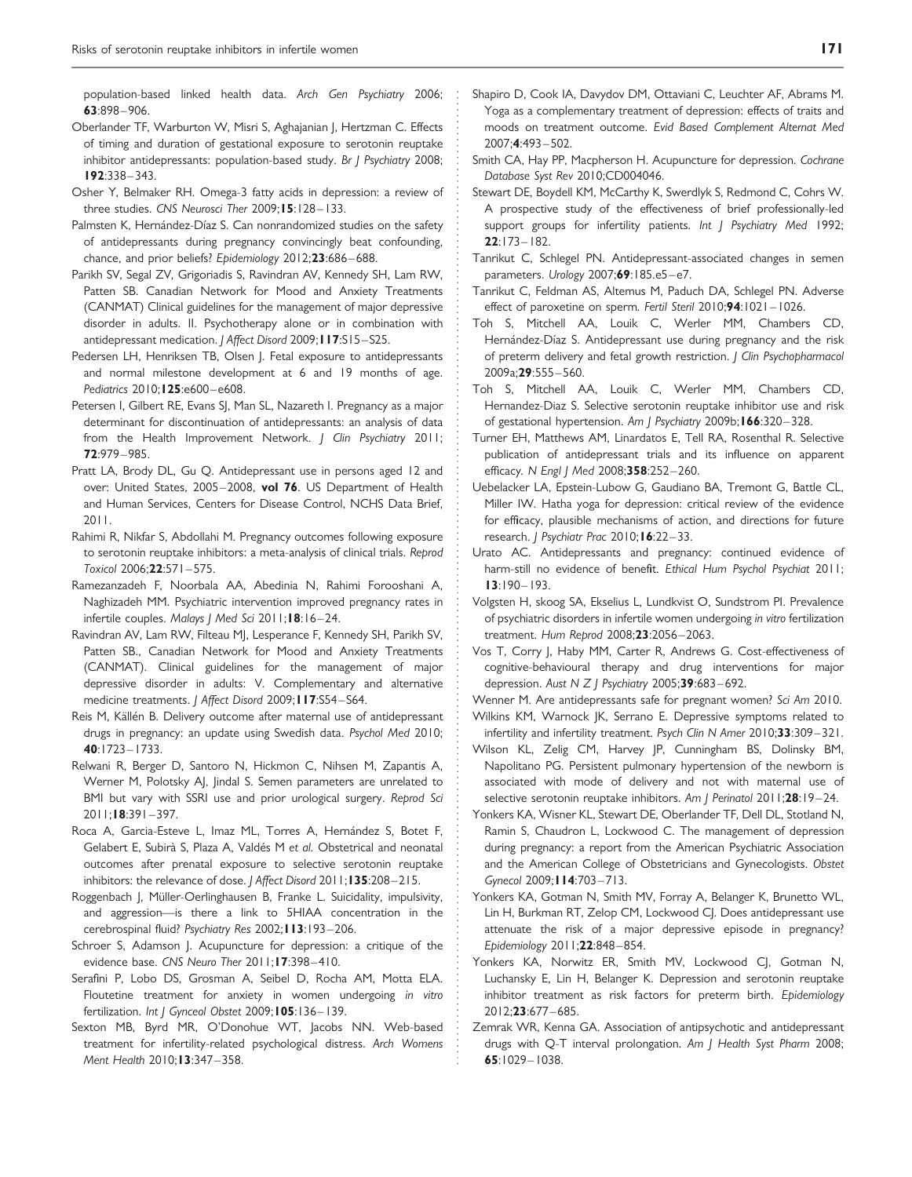population-based linked health data. *Arch Gen Psychiatry* 2006; **63**:898–906.

Oberlander TF, Warburton W, Misri S, Aghajanian J, Hertzman C. Effects of timing and duration of gestational exposure to serotonin reuptake inhibitor antidepressants: population-based study. *Br J Psychiatry* 2008; **192**:338–343.

Osher Y, Belmaker RH. Omega-3 fatty acids in depression: a review of three studies. *CNS Neurosci Ther* 2009;**15**:128–133.

Palmsten K, Hernández-Díaz S. Can nonrandomized studies on the safety of antidepressants during pregnancy convincingly beat confounding, chance, and prior beliefs? *Epidemiology* 2012;**23**:686–688.

Parikh SV, Segal ZV, Grigoriadis S, Ravindran AV, Kennedy SH, Lam RW, Patten SB. Canadian Network for Mood and Anxiety Treatments (CANMAT) Clinical guidelines for the management of major depressive disorder in adults. II. Psychotherapy alone or in combination with antidepressant medication. *J Affect Disord* 2009;**117**:S15–S25.

Pedersen LH, Henriksen TB, Olsen J. Fetal exposure to antidepressants and normal milestone development at 6 and 19 months of age. *Pediatrics* 2010;**125**:e600–e608.

Petersen I, Gilbert RE, Evans SJ, Man SL, Nazareth I. Pregnancy as a major determinant for discontinuation of antidepressants: an analysis of data from the Health Improvement Network. *J Clin Psychiatry* 2011; **72**:979–985.

Pratt LA, Brody DL, Gu Q. Antidepressant use in persons aged 12 and over: United States, 2005–2008, **vol 76**. US Department of Health and Human Services, Centers for Disease Control, NCHS Data Brief, 2011.

Rahimi R, Nikfar S, Abdollahi M. Pregnancy outcomes following exposure to serotonin reuptake inhibitors: a meta-analysis of clinical trials. *Reprod Toxicol* 2006;**22**:571–575.

Ramezanzadeh F, Noorbala AA, Abedinia N, Rahimi Forooshani A, Naghizadeh MM. Psychiatric intervention improved pregnancy rates in infertile couples. *Malays J Med Sci* 2011;**18**:16–24.

Ravindran AV, Lam RW, Filteau MJ, Lesperance F, Kennedy SH, Parikh SV, Patten SB., Canadian Network for Mood and Anxiety Treatments (CANMAT). Clinical guidelines for the management of major depressive disorder in adults: V. Complementary and alternative medicine treatments. *J Affect Disord* 2009;**117**:S54–S64.

Reis M, Källén B. Delivery outcome after maternal use of antidepressant drugs in pregnancy: an update using Swedish data. *Psychol Med* 2010; **40**:1723–1733.

Relwani R, Berger D, Santoro N, Hickmon C, Nihsen M, Zapantis A, Werner M, Polotsky AJ, Jindal S. Semen parameters are unrelated to BMI but vary with SSRI use and prior urological surgery. *Reprod Sci* 2011;**18**:391–397.

Roca A, Garcia-Esteve L, Imaz ML, Torres A, Hernández S, Botet F, Gelabert E, Subirà S, Plaza A, Valdés M *et al.* Obstetrical and neonatal outcomes after prenatal exposure to selective serotonin reuptake inhibitors: the relevance of dose. *J Affect Disord* 2011;**135**:208–215.

Roggenbach J, Müller-Oerlinghausen B, Franke L. Suicidality, impulsivity, and aggression—is there a link to 5HIAA concentration in the cerebrospinal fluid? *Psychiatry Res* 2002;**113**:193–206.

Schroer S, Adamson J. Acupuncture for depression: a critique of the evidence base. *CNS Neuro Ther* 2011;**17**:398–410.

Serafini P, Lobo DS, Grosman A, Seibel D, Rocha AM, Motta ELA. Floutetine treatment for anxiety in women undergoing *in vitro* fertilization. *Int J Gynceol Obstet* 2009;**105**:136–139.

Sexton MB, Byrd MR, O'Donohue WT, Jacobs NN. Web-based treatment for infertility-related psychological distress. *Arch Womens Ment Health* 2010;**13**:347–358.

Shapiro D, Cook IA, Davydov DM, Ottaviani C, Leuchter AF, Abrams M. Yoga as a complementary treatment of depression: effects of traits and moods on treatment outcome. *Evid Based Complement Alternat Med* 2007;**4**:493–502.

Smith CA, Hay PP, Macpherson H. Acupuncture for depression. *Cochrane Database Syst Rev* 2010;CD004046.

Stewart DE, Boydell KM, McCarthy K, Swerdlyk S, Redmond C, Cohrs W. A prospective study of the effectiveness of brief professionally-led support groups for infertility patients. *Int J Psychiatry Med* 1992; **22**:173–182.

Tanrikut C, Schlegel PN. Antidepressant-associated changes in semen parameters. *Urology* 2007;**69**:185.e5–e7.

Tanrikut C, Feldman AS, Altemus M, Paduch DA, Schlegel PN. Adverse effect of paroxetine on sperm. *Fertil Steril* 2010;**94**:1021–1026.

Toh S, Mitchell AA, Louik C, Werler MM, Chambers CD, Hernández-Díaz S. Antidepressant use during pregnancy and the risk of preterm delivery and fetal growth restriction. *J Clin Psychopharmacol* 2009a;**29**:555–560.

Toh S, Mitchell AA, Louik C, Werler MM, Chambers CD, Hernandez-Diaz S. Selective serotonin reuptake inhibitor use and risk of gestational hypertension. *Am J Psychiatry* 2009b;**166**:320–328.

Turner EH, Matthews AM, Linardatos E, Tell RA, Rosenthal R. Selective publication of antidepressant trials and its influence on apparent efficacy. *N Engl J Med* 2008;**358**:252–260.

Uebelacker LA, Epstein-Lubow G, Gaudiano BA, Tremont G, Battle CL, Miller IW. Hatha yoga for depression: critical review of the evidence for efficacy, plausible mechanisms of action, and directions for future research. *J Psychiatr Prac* 2010;**16**:22–33.

Urato AC. Antidepressants and pregnancy: continued evidence of harm-still no evidence of benefit. *Ethical Hum Psychol Psychiat* 2011; **13**:190–193.

Volgsten H, skoog SA, Ekselius L, Lundkvist O, Sundstrom PI. Prevalence of psychiatric disorders in infertile women undergoing *in vitro* fertilization treatment. *Hum Reprod* 2008;**23**:2056–2063.

Vos T, Corry J, Haby MM, Carter R, Andrews G. Cost-effectiveness of cognitive-behavioural therapy and drug interventions for major depression. *Aust N Z J Psychiatry* 2005;**39**:683–692.

Wenner M. Are antidepressants safe for pregnant women? *Sci Am* 2010.

Wilkins KM, Warnock JK, Serrano E. Depressive symptoms related to infertility and infertility treatment. *Psych Clin N Amer* 2010;**33**:309–321.

Wilson KL, Zelig CM, Harvey JP, Cunningham BS, Dolinsky BM, Napolitano PG. Persistent pulmonary hypertension of the newborn is associated with mode of delivery and not with maternal use of selective serotonin reuptake inhibitors. *Am J Perinatol* 2011;**28**:19–24.

Yonkers KA, Wisner KL, Stewart DE, Oberlander TF, Dell DL, Stotland N, Ramin S, Chaudron L, Lockwood C. The management of depression during pregnancy: a report from the American Psychiatric Association and the American College of Obstetricians and Gynecologists. *Obstet Gynecol* 2009;**114**:703–713.

Yonkers KA, Gotman N, Smith MV, Forray A, Belanger K, Brunetto WL, Lin H, Burkman RT, Zelop CM, Lockwood CJ. Does antidepressant use attenuate the risk of a major depressive episode in pregnancy? *Epidemiology* 2011;**22**:848–854.

Yonkers KA, Norwitz ER, Smith MV, Lockwood CJ, Gotman N, Luchansky E, Lin H, Belanger K. Depression and serotonin reuptake inhibitor treatment as risk factors for preterm birth. *Epidemiology* 2012;**23**:677–685.

Zemrak WR, Kenna GA. Association of antipsychotic and antidepressant drugs with Q-T interval prolongation. *Am J Health Syst Pharm* 2008; **65**:1029–1038.